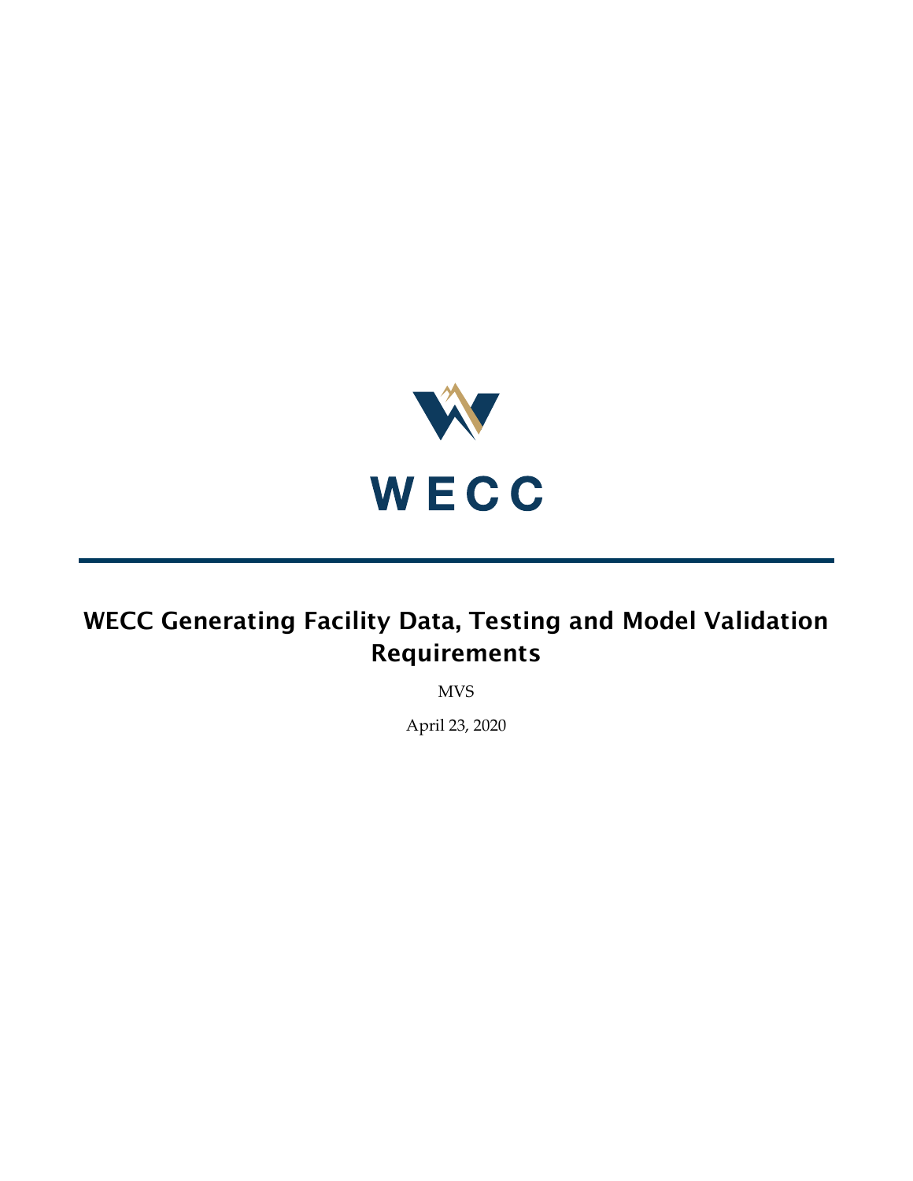WECC

# WECC Generating Facility Data, Testing and Model Validation Requirements

MVS

April 23, 2020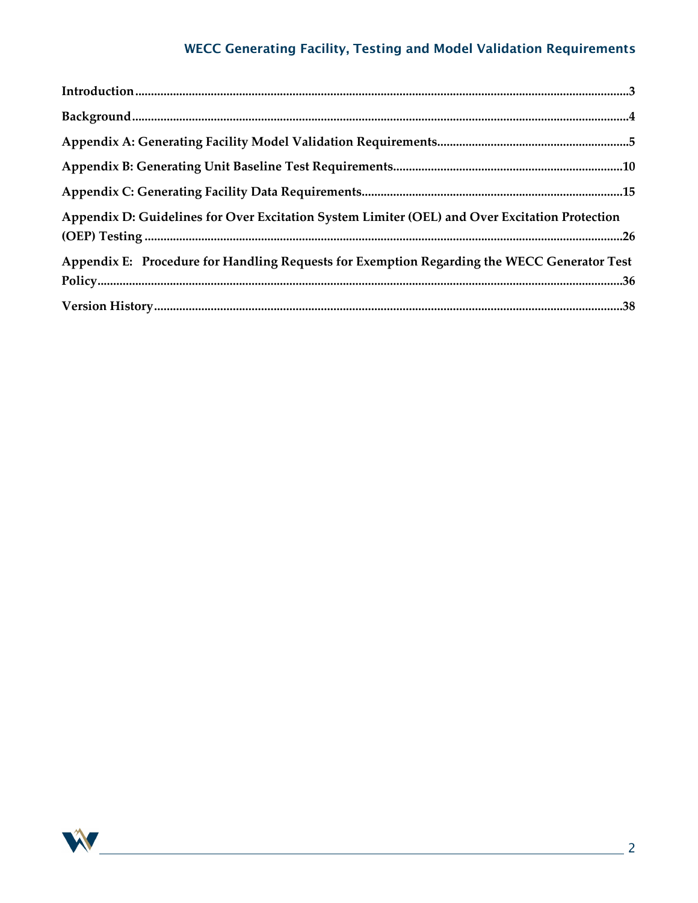**Introduction** .......... 3

**Background** .......... 4

**Appendix A: Generating Facility Model Validation Requirements** .......... 5

**Appendix B: Generating Unit Baseline Test Requirements** .......... 10

**Appendix C: Generating Facility Data Requirements** .......... 15

**Appendix D: Guidelines for Over Excitation System Limiter (OEL) and Over Excitation Protection (OEP) Testing** .......... 26

**Appendix E: Procedure for Handling Requests for Exemption Regarding the WECC Generator Test Policy** .......... 36

**Version History** .......... 38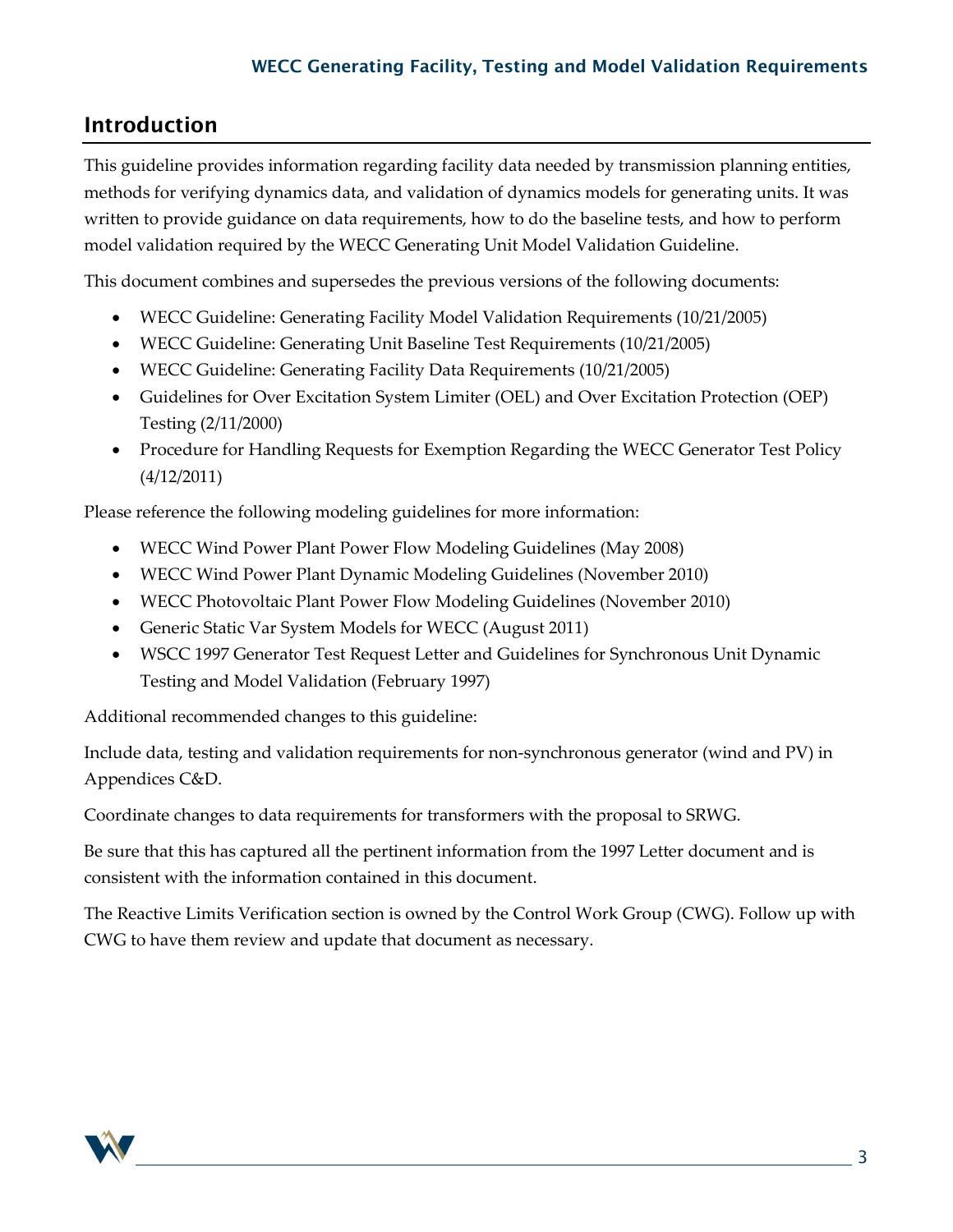## Introduction

This guideline provides information regarding facility data needed by transmission planning entities, methods for verifying dynamics data, and validation of dynamics models for generating units. It was written to provide guidance on data requirements, how to do the baseline tests, and how to perform model validation required by the WECC Generating Unit Model Validation Guideline.

This document combines and supersedes the previous versions of the following documents:

- WECC Guideline: Generating Facility Model Validation Requirements (10/21/2005)
- WECC Guideline: Generating Unit Baseline Test Requirements (10/21/2005)
- WECC Guideline: Generating Facility Data Requirements (10/21/2005)
- Guidelines for Over Excitation System Limiter (OEL) and Over Excitation Protection (OEP) Testing (2/11/2000)
- Procedure for Handling Requests for Exemption Regarding the WECC Generator Test Policy (4/12/2011)

Please reference the following modeling guidelines for more information:

- WECC Wind Power Plant Power Flow Modeling Guidelines (May 2008)
- WECC Wind Power Plant Dynamic Modeling Guidelines (November 2010)
- WECC Photovoltaic Plant Power Flow Modeling Guidelines (November 2010)
- Generic Static Var System Models for WECC (August 2011)
- WSCC 1997 Generator Test Request Letter and Guidelines for Synchronous Unit Dynamic Testing and Model Validation (February 1997)

Additional recommended changes to this guideline:

Include data, testing and validation requirements for non-synchronous generator (wind and PV) in Appendices C&D.

Coordinate changes to data requirements for transformers with the proposal to SRWG.

Be sure that this has captured all the pertinent information from the 1997 Letter document and is consistent with the information contained in this document.

The Reactive Limits Verification section is owned by the Control Work Group (CWG). Follow up with CWG to have them review and update that document as necessary.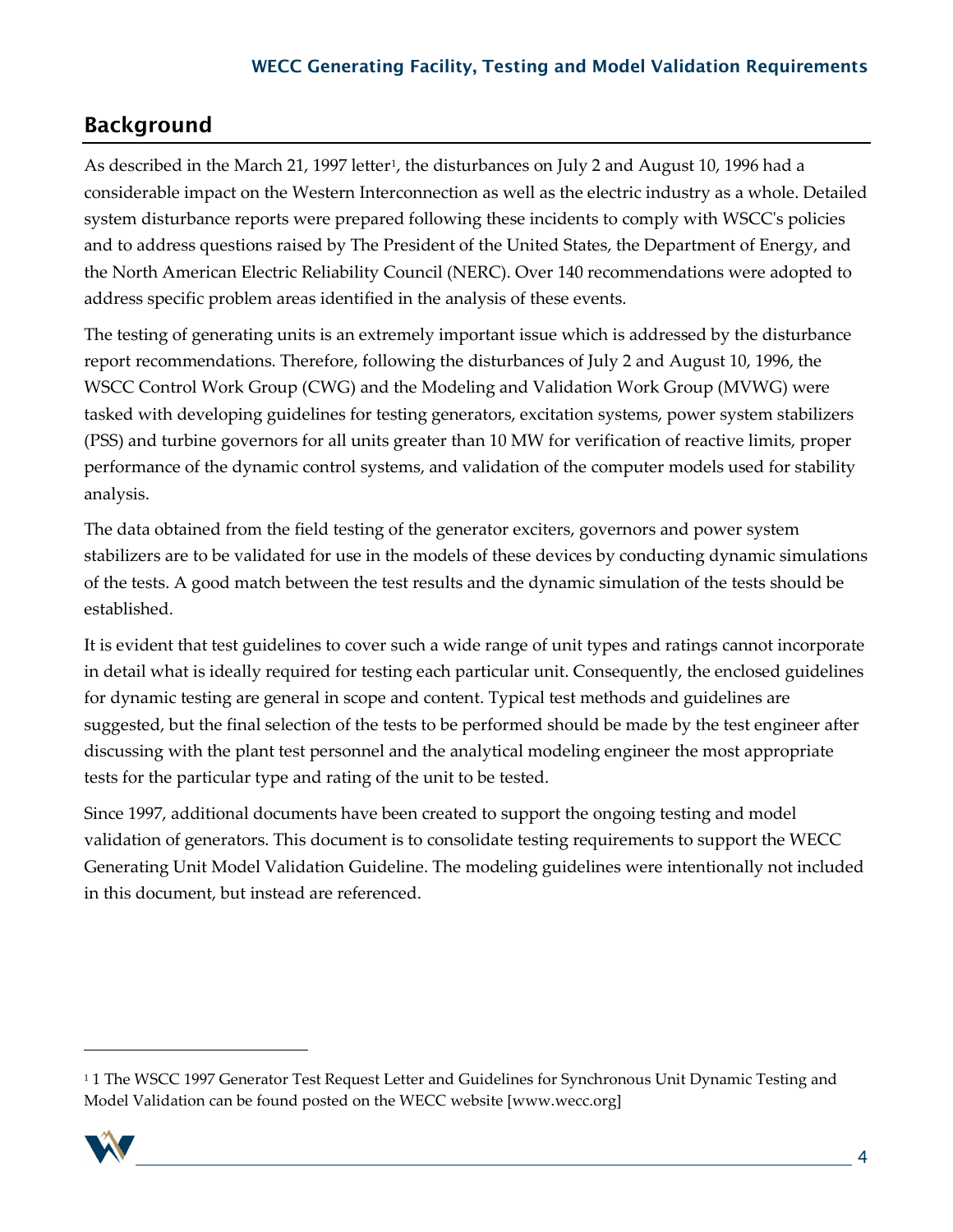## Background

As described in the March 21, 1997 letter[1], the disturbances on July 2 and August 10, 1996 had a considerable impact on the Western Interconnection as well as the electric industry as a whole. Detailed system disturbance reports were prepared following these incidents to comply with WSCC's policies and to address questions raised by The President of the United States, the Department of Energy, and the North American Electric Reliability Council (NERC). Over 140 recommendations were adopted to address specific problem areas identified in the analysis of these events.

The testing of generating units is an extremely important issue which is addressed by the disturbance report recommendations. Therefore, following the disturbances of July 2 and August 10, 1996, the WSCC Control Work Group (CWG) and the Modeling and Validation Work Group (MVWG) were tasked with developing guidelines for testing generators, excitation systems, power system stabilizers (PSS) and turbine governors for all units greater than 10 MW for verification of reactive limits, proper performance of the dynamic control systems, and validation of the computer models used for stability analysis.

The data obtained from the field testing of the generator exciters, governors and power system stabilizers are to be validated for use in the models of these devices by conducting dynamic simulations of the tests. A good match between the test results and the dynamic simulation of the tests should be established.

It is evident that test guidelines to cover such a wide range of unit types and ratings cannot incorporate in detail what is ideally required for testing each particular unit. Consequently, the enclosed guidelines for dynamic testing are general in scope and content. Typical test methods and guidelines are suggested, but the final selection of the tests to be performed should be made by the test engineer after discussing with the plant test personnel and the analytical modeling engineer the most appropriate tests for the particular type and rating of the unit to be tested.

Since 1997, additional documents have been created to support the ongoing testing and model validation of generators. This document is to consolidate testing requirements to support the WECC Generating Unit Model Validation Guideline. The modeling guidelines were intentionally not included in this document, but instead are referenced.

---

[1] 1 The WSCC 1997 Generator Test Request Letter and Guidelines for Synchronous Unit Dynamic Testing and Model Validation can be found posted on the WECC website [www.wecc.org]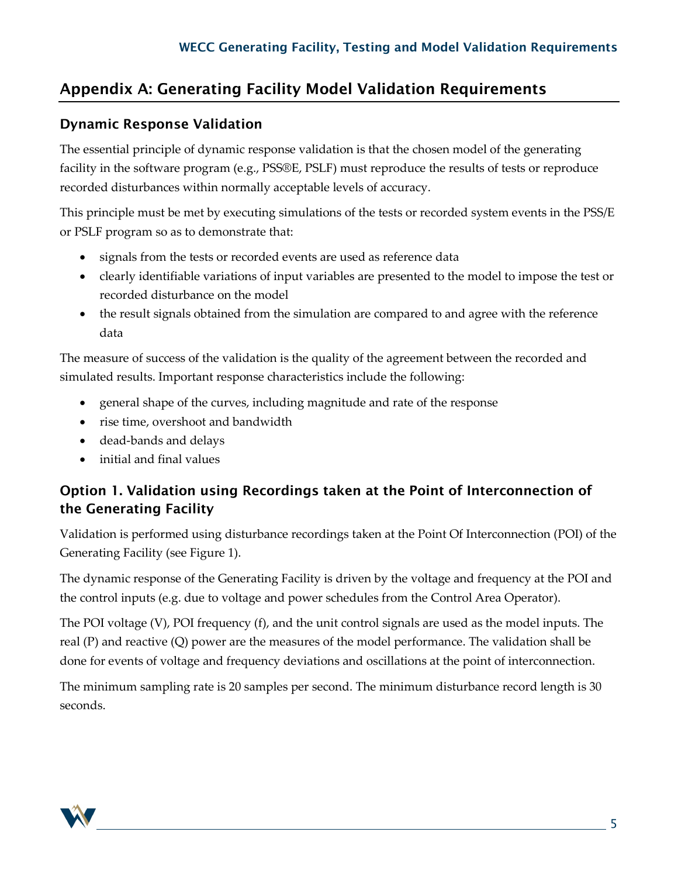## Appendix A: Generating Facility Model Validation Requirements

### Dynamic Response Validation

The essential principle of dynamic response validation is that the chosen model of the generating facility in the software program (e.g., PSS®E, PSLF) must reproduce the results of tests or reproduce recorded disturbances within normally acceptable levels of accuracy.

This principle must be met by executing simulations of the tests or recorded system events in the PSS/E or PSLF program so as to demonstrate that:

- signals from the tests or recorded events are used as reference data
- clearly identifiable variations of input variables are presented to the model to impose the test or recorded disturbance on the model
- the result signals obtained from the simulation are compared to and agree with the reference data

The measure of success of the validation is the quality of the agreement between the recorded and simulated results. Important response characteristics include the following:

- general shape of the curves, including magnitude and rate of the response
- rise time, overshoot and bandwidth
- dead-bands and delays
- initial and final values

### Option 1. Validation using Recordings taken at the Point of Interconnection of the Generating Facility

Validation is performed using disturbance recordings taken at the Point Of Interconnection (POI) of the Generating Facility (see Figure 1).

The dynamic response of the Generating Facility is driven by the voltage and frequency at the POI and the control inputs (e.g. due to voltage and power schedules from the Control Area Operator).

The POI voltage (V), POI frequency (f), and the unit control signals are used as the model inputs. The real (P) and reactive (Q) power are the measures of the model performance. The validation shall be done for events of voltage and frequency deviations and oscillations at the point of interconnection.

The minimum sampling rate is 20 samples per second. The minimum disturbance record length is 30 seconds.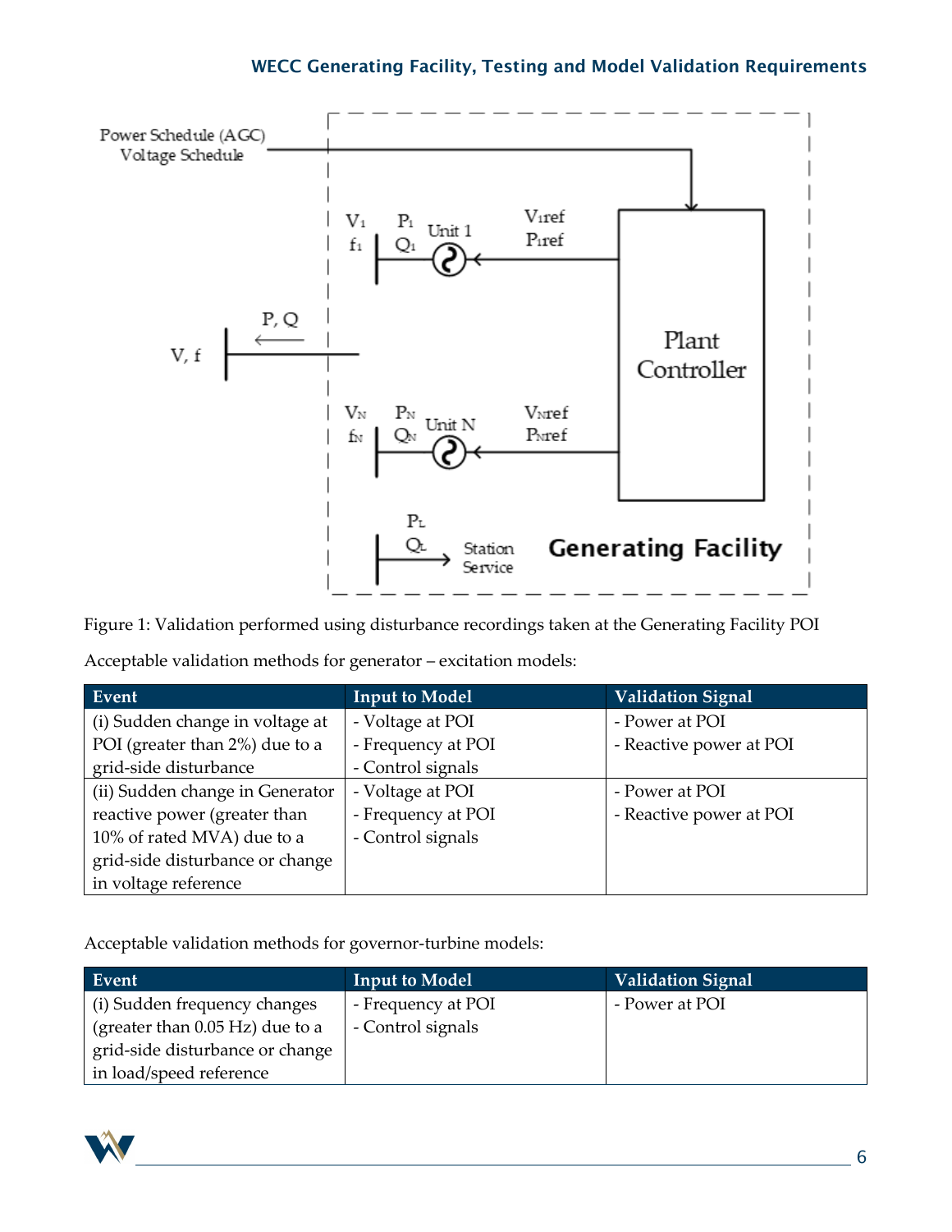Figure 1: Validation performed using disturbance recordings taken at the Generating Facility POI

Acceptable validation methods for generator – excitation models:

| Event | Input to Model | Validation Signal |
| --- | --- | --- |
| (i) Sudden change in voltage at POI (greater than 2%) due to a grid-side disturbance | - Voltage at POI<br>- Frequency at POI<br>- Control signals | - Power at POI<br>- Reactive power at POI |
| (ii) Sudden change in Generator reactive power (greater than 10% of rated MVA) due to a grid-side disturbance or change in voltage reference | - Voltage at POI<br>- Frequency at POI<br>- Control signals | - Power at POI<br>- Reactive power at POI |

Acceptable validation methods for governor-turbine models:

| Event | Input to Model | Validation Signal |
| --- | --- | --- |
| (i) Sudden frequency changes (greater than 0.05 Hz) due to a grid-side disturbance or change in load/speed reference | - Frequency at POI<br>- Control signals | - Power at POI |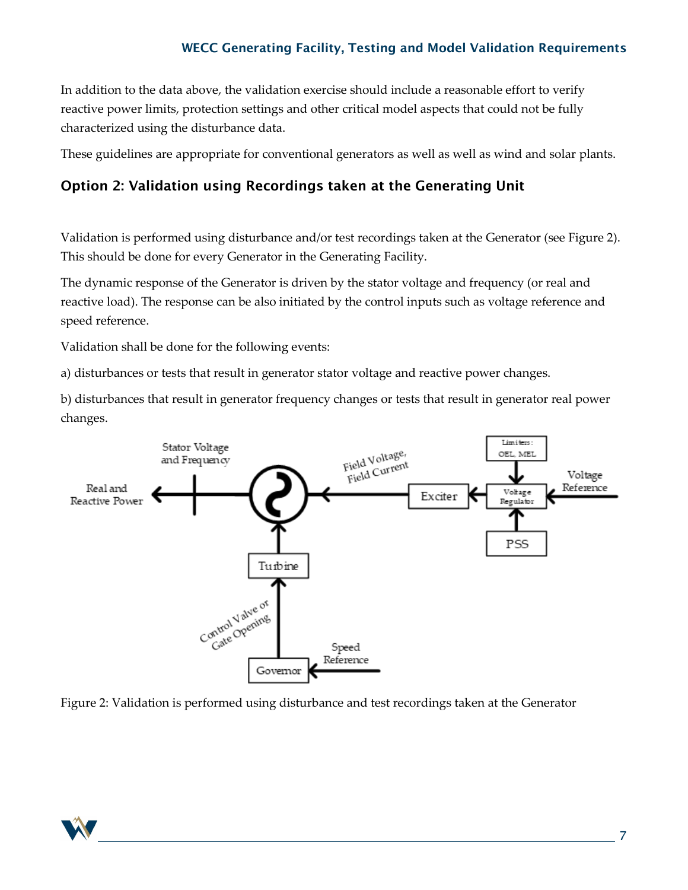In addition to the data above, the validation exercise should include a reasonable effort to verify reactive power limits, protection settings and other critical model aspects that could not be fully characterized using the disturbance data.

These guidelines are appropriate for conventional generators as well as well as wind and solar plants.

### Option 2: Validation using Recordings taken at the Generating Unit

Validation is performed using disturbance and/or test recordings taken at the Generator (see Figure 2). This should be done for every Generator in the Generating Facility.

The dynamic response of the Generator is driven by the stator voltage and frequency (or real and reactive load). The response can be also initiated by the control inputs such as voltage reference and speed reference.

Validation shall be done for the following events:

a) disturbances or tests that result in generator stator voltage and reactive power changes.

b) disturbances that result in generator frequency changes or tests that result in generator real power changes.

Figure 2: Validation is performed using disturbance and test recordings taken at the Generator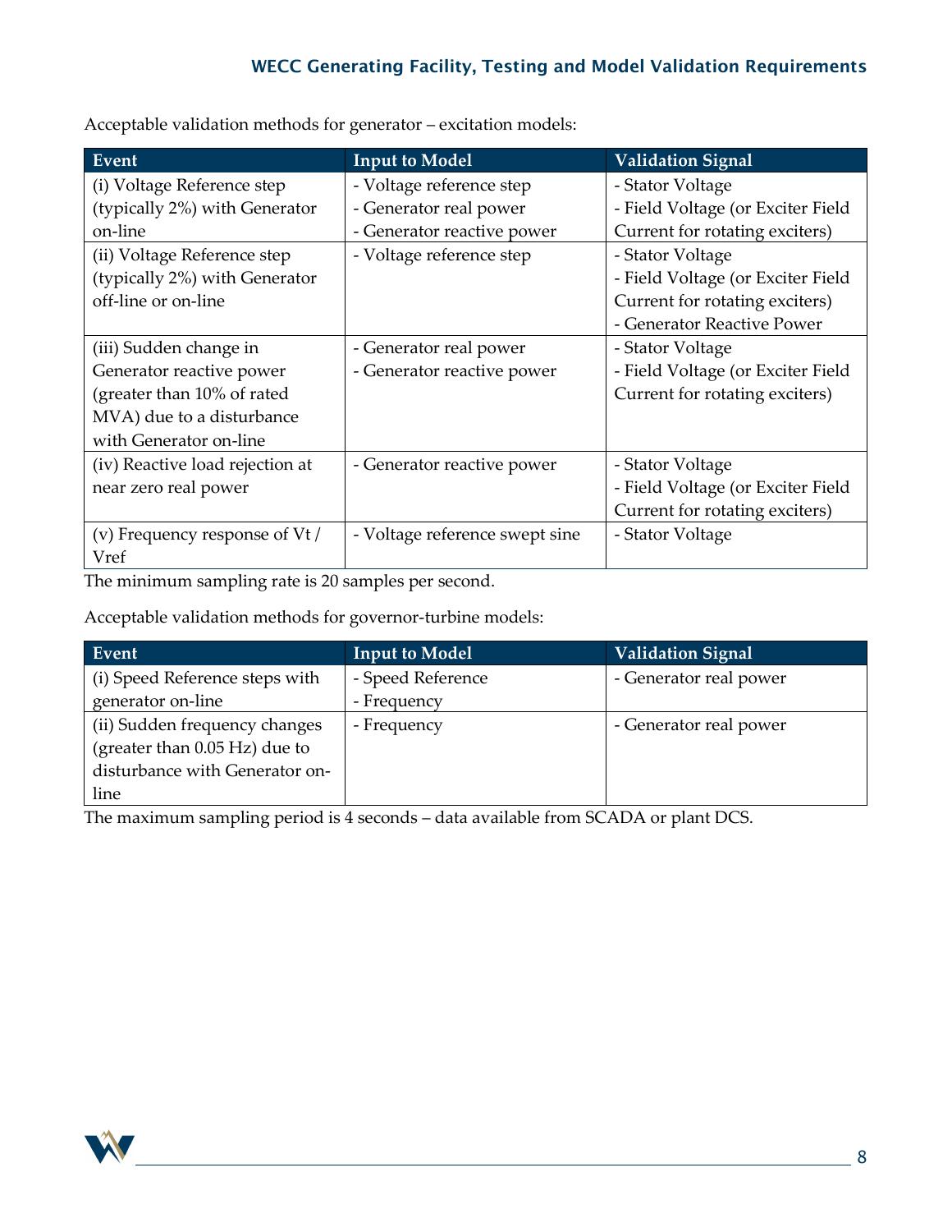Acceptable validation methods for generator – excitation models:

| Event | Input to Model | Validation Signal |
|---|---|---|
| (i) Voltage Reference step (typically 2%) with Generator on-line | - Voltage reference step<br>- Generator real power<br>- Generator reactive power | - Stator Voltage<br>- Field Voltage (or Exciter Field Current for rotating exciters) |
| (ii) Voltage Reference step (typically 2%) with Generator off-line or on-line | - Voltage reference step | - Stator Voltage<br>- Field Voltage (or Exciter Field Current for rotating exciters)<br>- Generator Reactive Power |
| (iii) Sudden change in Generator reactive power (greater than 10% of rated MVA) due to a disturbance with Generator on-line | - Generator real power<br>- Generator reactive power | - Stator Voltage<br>- Field Voltage (or Exciter Field Current for rotating exciters) |
| (iv) Reactive load rejection at near zero real power | - Generator reactive power | - Stator Voltage<br>- Field Voltage (or Exciter Field Current for rotating exciters) |
| (v) Frequency response of Vt / Vref | - Voltage reference swept sine | - Stator Voltage |

The minimum sampling rate is 20 samples per second.

Acceptable validation methods for governor-turbine models:

| Event | Input to Model | Validation Signal |
|---|---|---|
| (i) Speed Reference steps with generator on-line | - Speed Reference<br>- Frequency | - Generator real power |
| (ii) Sudden frequency changes (greater than 0.05 Hz) due to disturbance with Generator on-line | - Frequency | - Generator real power |

The maximum sampling period is 4 seconds – data available from SCADA or plant DCS.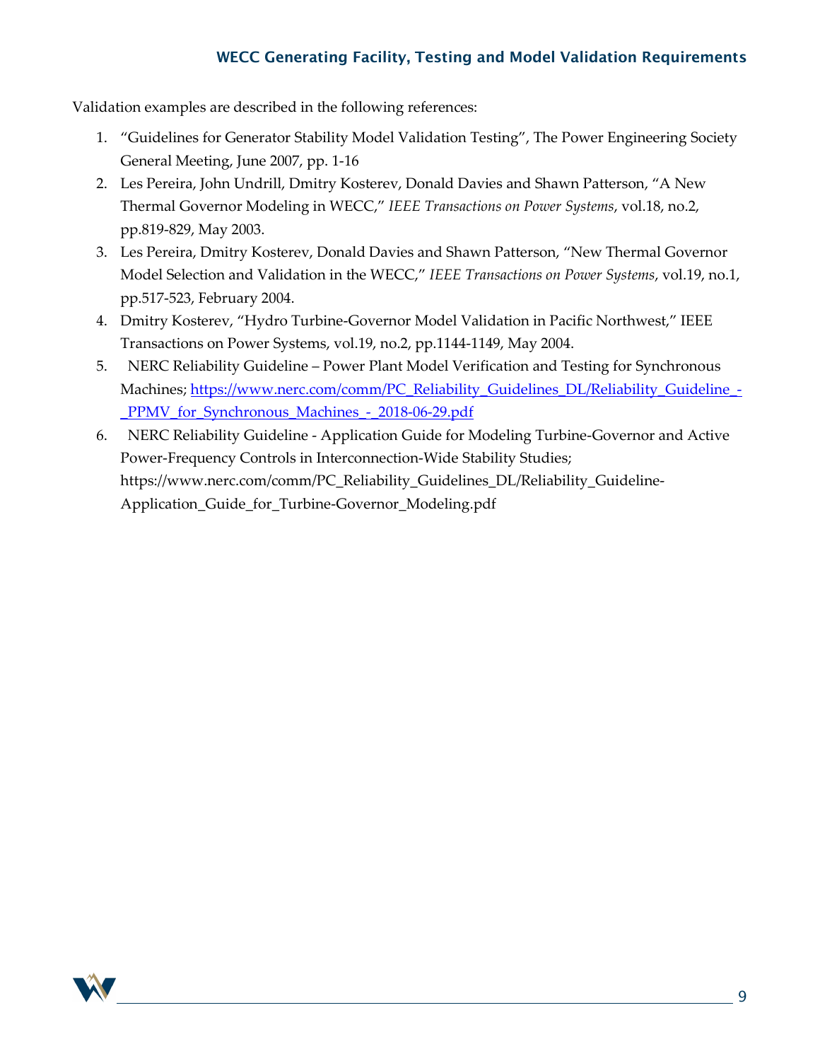Validation examples are described in the following references:

1. "Guidelines for Generator Stability Model Validation Testing", The Power Engineering Society General Meeting, June 2007, pp. 1-16
2. Les Pereira, John Undrill, Dmitry Kosterev, Donald Davies and Shawn Patterson, "A New Thermal Governor Modeling in WECC," *IEEE Transactions on Power Systems*, vol.18, no.2, pp.819-829, May 2003.
3. Les Pereira, Dmitry Kosterev, Donald Davies and Shawn Patterson, "New Thermal Governor Model Selection and Validation in the WECC," *IEEE Transactions on Power Systems*, vol.19, no.1, pp.517-523, February 2004.
4. Dmitry Kosterev, "Hydro Turbine-Governor Model Validation in Pacific Northwest," IEEE Transactions on Power Systems, vol.19, no.2, pp.1144-1149, May 2004.
5. NERC Reliability Guideline – Power Plant Model Verification and Testing for Synchronous Machines; [https://www.nerc.com/comm/PC_Reliability_Guidelines_DL/Reliability_Guideline_-_PPMV_for_Synchronous_Machines_-_2018-06-29.pdf](https://www.nerc.com/comm/PC_Reliability_Guidelines_DL/Reliability_Guideline_-_PPMV_for_Synchronous_Machines_-_2018-06-29.pdf)
6. NERC Reliability Guideline - Application Guide for Modeling Turbine-Governor and Active Power-Frequency Controls in Interconnection-Wide Stability Studies; https://www.nerc.com/comm/PC_Reliability_Guidelines_DL/Reliability_Guideline-Application_Guide_for_Turbine-Governor_Modeling.pdf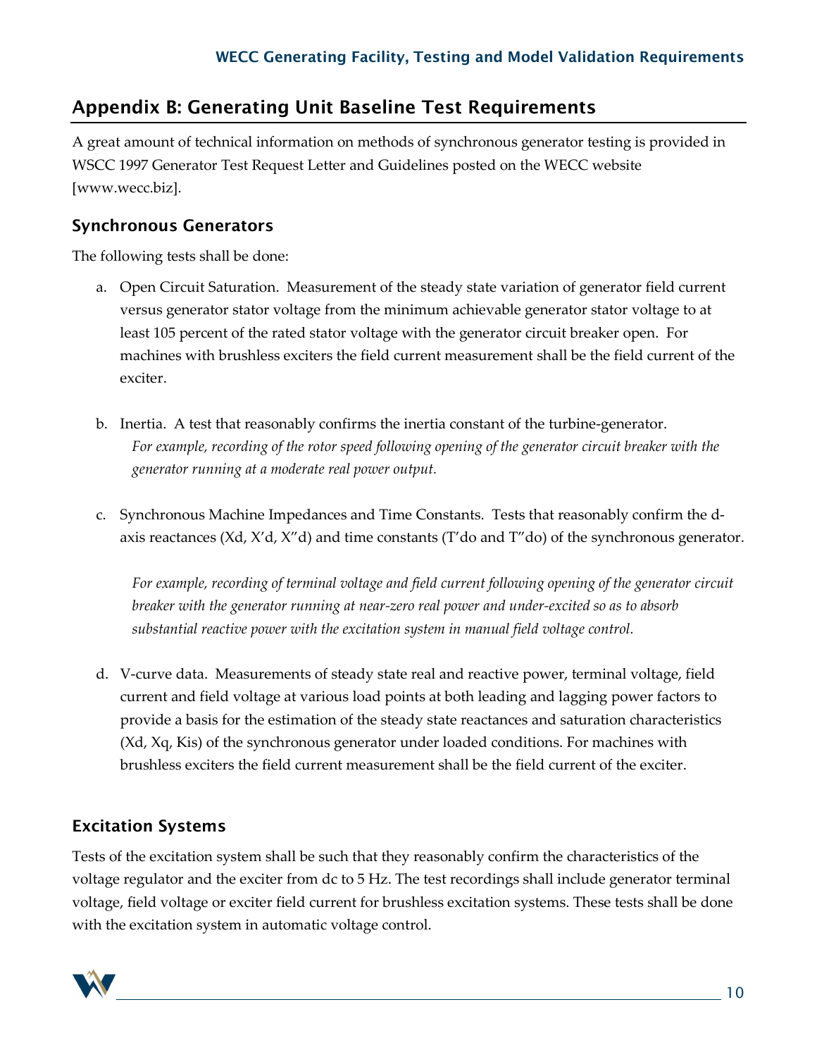## Appendix B: Generating Unit Baseline Test Requirements

A great amount of technical information on methods of synchronous generator testing is provided in WSCC 1997 Generator Test Request Letter and Guidelines posted on the WECC website [www.wecc.biz].

### Synchronous Generators

The following tests shall be done:

a. Open Circuit Saturation. Measurement of the steady state variation of generator field current versus generator stator voltage from the minimum achievable generator stator voltage to at least 105 percent of the rated stator voltage with the generator circuit breaker open. For machines with brushless exciters the field current measurement shall be the field current of the exciter.

b. Inertia. A test that reasonably confirms the inertia constant of the turbine-generator.
*For example, recording of the rotor speed following opening of the generator circuit breaker with the generator running at a moderate real power output.*

c. Synchronous Machine Impedances and Time Constants. Tests that reasonably confirm the d-axis reactances (Xd, X'd, X"d) and time constants (T'do and T"do) of the synchronous generator.

   *For example, recording of terminal voltage and field current following opening of the generator circuit breaker with the generator running at near-zero real power and under-excited so as to absorb substantial reactive power with the excitation system in manual field voltage control.*

d. V-curve data. Measurements of steady state real and reactive power, terminal voltage, field current and field voltage at various load points at both leading and lagging power factors to provide a basis for the estimation of the steady state reactances and saturation characteristics (Xd, Xq, Kis) of the synchronous generator under loaded conditions. For machines with brushless exciters the field current measurement shall be the field current of the exciter.

### Excitation Systems

Tests of the excitation system shall be such that they reasonably confirm the characteristics of the voltage regulator and the exciter from dc to 5 Hz. The test recordings shall include generator terminal voltage, field voltage or exciter field current for brushless excitation systems. These tests shall be done with the excitation system in automatic voltage control.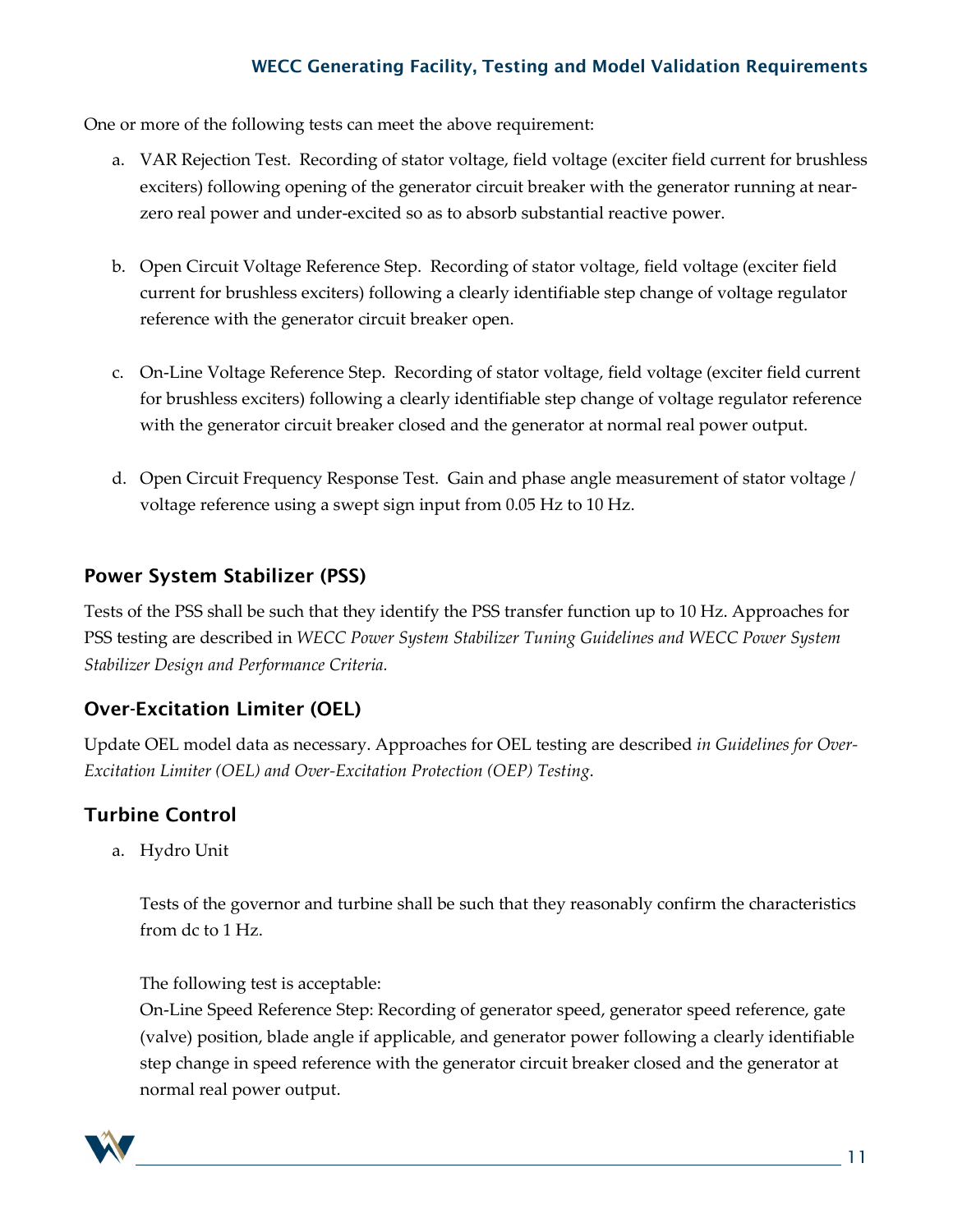One or more of the following tests can meet the above requirement:

a. VAR Rejection Test. Recording of stator voltage, field voltage (exciter field current for brushless exciters) following opening of the generator circuit breaker with the generator running at near-zero real power and under-excited so as to absorb substantial reactive power.

b. Open Circuit Voltage Reference Step. Recording of stator voltage, field voltage (exciter field current for brushless exciters) following a clearly identifiable step change of voltage regulator reference with the generator circuit breaker open.

c. On-Line Voltage Reference Step. Recording of stator voltage, field voltage (exciter field current for brushless exciters) following a clearly identifiable step change of voltage regulator reference with the generator circuit breaker closed and the generator at normal real power output.

d. Open Circuit Frequency Response Test. Gain and phase angle measurement of stator voltage / voltage reference using a swept sign input from 0.05 Hz to 10 Hz.

## Power System Stabilizer (PSS)

Tests of the PSS shall be such that they identify the PSS transfer function up to 10 Hz. Approaches for PSS testing are described in *WECC Power System Stabilizer Tuning Guidelines and WECC Power System Stabilizer Design and Performance Criteria.*

## Over-Excitation Limiter (OEL)

Update OEL model data as necessary. Approaches for OEL testing are described *in Guidelines for Over-Excitation Limiter (OEL) and Over-Excitation Protection (OEP) Testing*.

## Turbine Control

a. Hydro Unit

   Tests of the governor and turbine shall be such that they reasonably confirm the characteristics from dc to 1 Hz.

   The following test is acceptable:
   On-Line Speed Reference Step: Recording of generator speed, generator speed reference, gate (valve) position, blade angle if applicable, and generator power following a clearly identifiable step change in speed reference with the generator circuit breaker closed and the generator at normal real power output.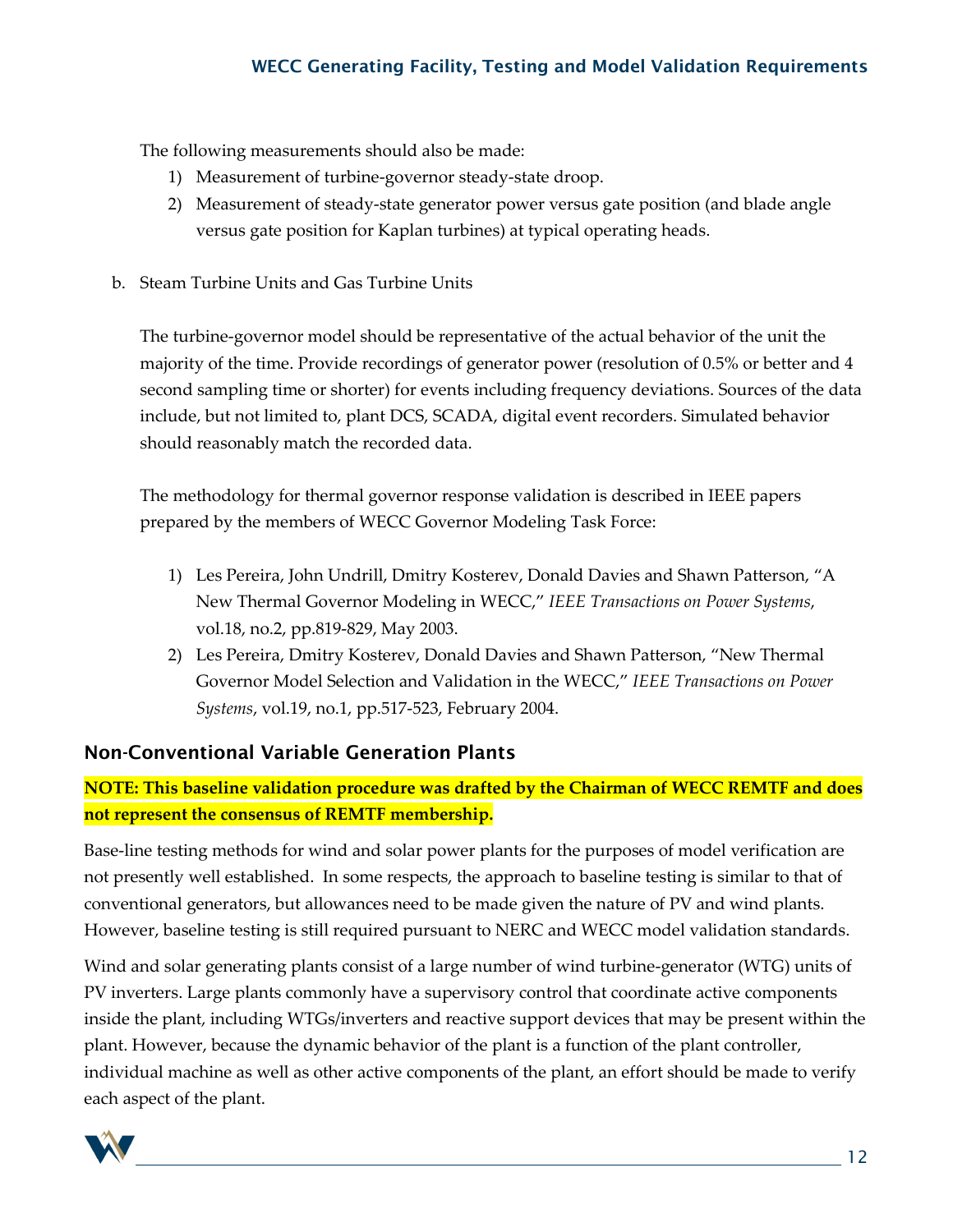The following measurements should also be made:

1) Measurement of turbine-governor steady-state droop.
2) Measurement of steady-state generator power versus gate position (and blade angle versus gate position for Kaplan turbines) at typical operating heads.

b. Steam Turbine Units and Gas Turbine Units

The turbine-governor model should be representative of the actual behavior of the unit the majority of the time. Provide recordings of generator power (resolution of 0.5% or better and 4 second sampling time or shorter) for events including frequency deviations. Sources of the data include, but not limited to, plant DCS, SCADA, digital event recorders. Simulated behavior should reasonably match the recorded data.

The methodology for thermal governor response validation is described in IEEE papers prepared by the members of WECC Governor Modeling Task Force:

1) Les Pereira, John Undrill, Dmitry Kosterev, Donald Davies and Shawn Patterson, "A New Thermal Governor Modeling in WECC," *IEEE Transactions on Power Systems*, vol.18, no.2, pp.819-829, May 2003.
2) Les Pereira, Dmitry Kosterev, Donald Davies and Shawn Patterson, "New Thermal Governor Model Selection and Validation in the WECC," *IEEE Transactions on Power Systems*, vol.19, no.1, pp.517-523, February 2004.

## Non-Conventional Variable Generation Plants

**NOTE: This baseline validation procedure was drafted by the Chairman of WECC REMTF and does not represent the consensus of REMTF membership.**

Base-line testing methods for wind and solar power plants for the purposes of model verification are not presently well established. In some respects, the approach to baseline testing is similar to that of conventional generators, but allowances need to be made given the nature of PV and wind plants. However, baseline testing is still required pursuant to NERC and WECC model validation standards.

Wind and solar generating plants consist of a large number of wind turbine-generator (WTG) units of PV inverters. Large plants commonly have a supervisory control that coordinate active components inside the plant, including WTGs/inverters and reactive support devices that may be present within the plant. However, because the dynamic behavior of the plant is a function of the plant controller, individual machine as well as other active components of the plant, an effort should be made to verify each aspect of the plant.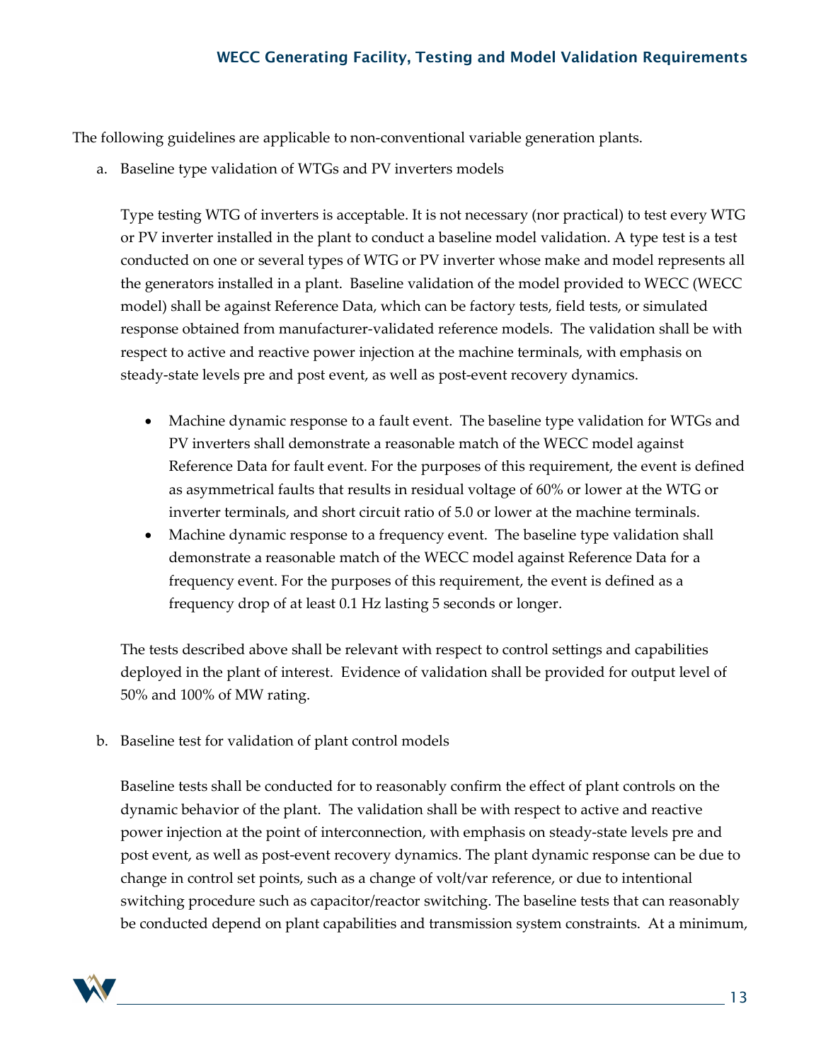The following guidelines are applicable to non-conventional variable generation plants.

a. Baseline type validation of WTGs and PV inverters models

   Type testing WTG of inverters is acceptable. It is not necessary (nor practical) to test every WTG or PV inverter installed in the plant to conduct a baseline model validation. A type test is a test conducted on one or several types of WTG or PV inverter whose make and model represents all the generators installed in a plant. Baseline validation of the model provided to WECC (WECC model) shall be against Reference Data, which can be factory tests, field tests, or simulated response obtained from manufacturer-validated reference models. The validation shall be with respect to active and reactive power injection at the machine terminals, with emphasis on steady-state levels pre and post event, as well as post-event recovery dynamics.

   - Machine dynamic response to a fault event. The baseline type validation for WTGs and PV inverters shall demonstrate a reasonable match of the WECC model against Reference Data for fault event. For the purposes of this requirement, the event is defined as asymmetrical faults that results in residual voltage of 60% or lower at the WTG or inverter terminals, and short circuit ratio of 5.0 or lower at the machine terminals.
   - Machine dynamic response to a frequency event. The baseline type validation shall demonstrate a reasonable match of the WECC model against Reference Data for a frequency event. For the purposes of this requirement, the event is defined as a frequency drop of at least 0.1 Hz lasting 5 seconds or longer.

   The tests described above shall be relevant with respect to control settings and capabilities deployed in the plant of interest. Evidence of validation shall be provided for output level of 50% and 100% of MW rating.

b. Baseline test for validation of plant control models

   Baseline tests shall be conducted for to reasonably confirm the effect of plant controls on the dynamic behavior of the plant. The validation shall be with respect to active and reactive power injection at the point of interconnection, with emphasis on steady-state levels pre and post event, as well as post-event recovery dynamics. The plant dynamic response can be due to change in control set points, such as a change of volt/var reference, or due to intentional switching procedure such as capacitor/reactor switching. The baseline tests that can reasonably be conducted depend on plant capabilities and transmission system constraints. At a minimum,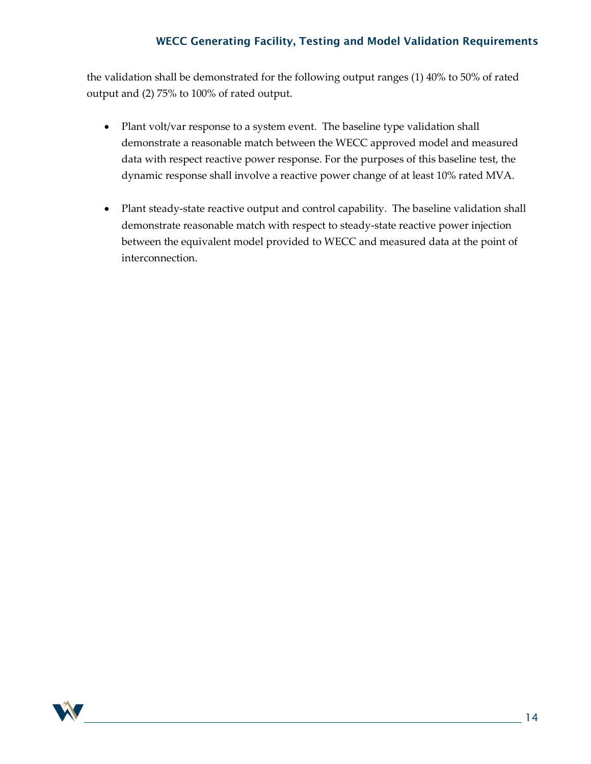the validation shall be demonstrated for the following output ranges (1) 40% to 50% of rated output and (2) 75% to 100% of rated output.

- Plant volt/var response to a system event. The baseline type validation shall demonstrate a reasonable match between the WECC approved model and measured data with respect reactive power response. For the purposes of this baseline test, the dynamic response shall involve a reactive power change of at least 10% rated MVA.

- Plant steady-state reactive output and control capability. The baseline validation shall demonstrate reasonable match with respect to steady-state reactive power injection between the equivalent model provided to WECC and measured data at the point of interconnection.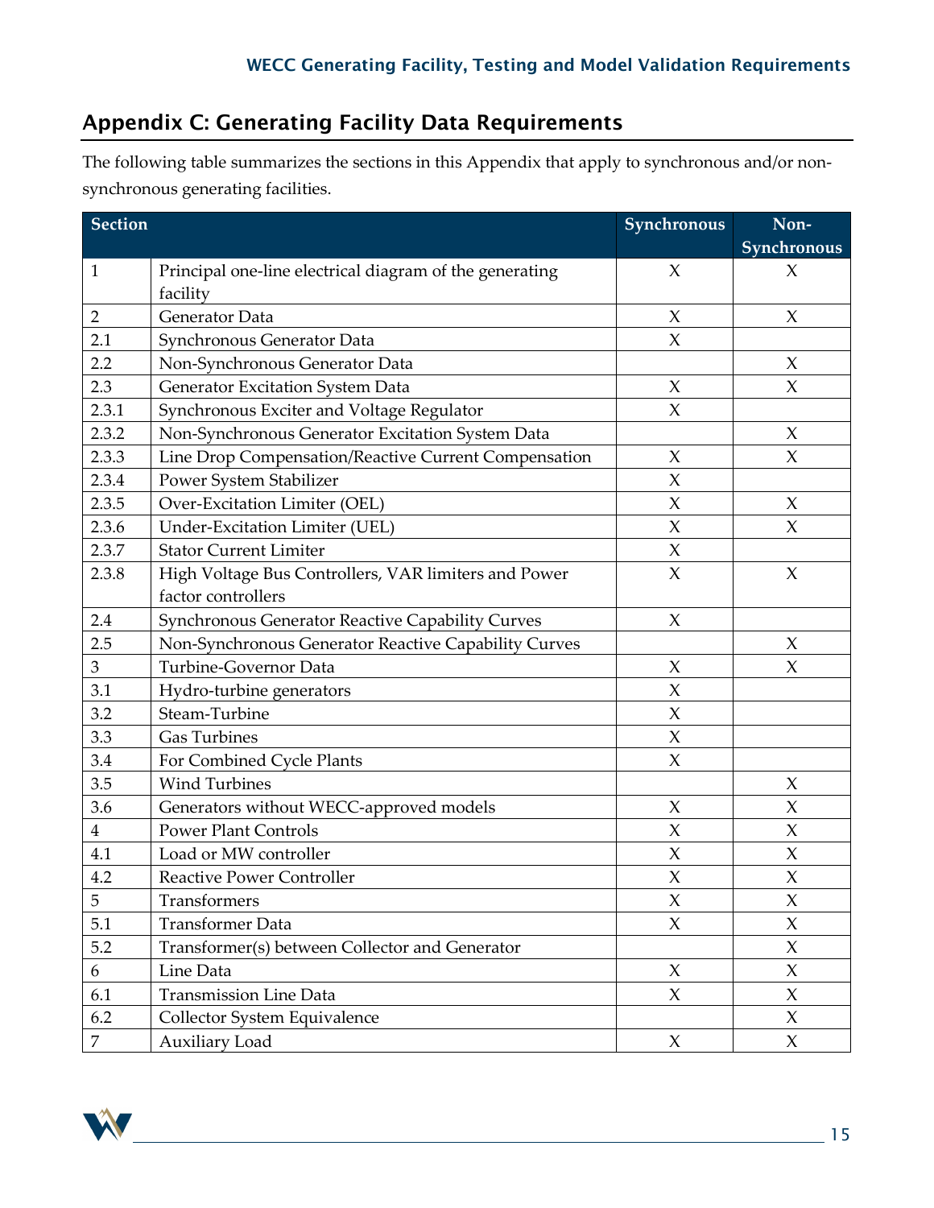## Appendix C: Generating Facility Data Requirements

The following table summarizes the sections in this Appendix that apply to synchronous and/or non-synchronous generating facilities.

| Section | | Synchronous | Non-Synchronous |
|---|---|---|---|
| 1 | Principal one-line electrical diagram of the generating facility | X | X |
| 2 | Generator Data | X | X |
| 2.1 | Synchronous Generator Data | X | |
| 2.2 | Non-Synchronous Generator Data | | X |
| 2.3 | Generator Excitation System Data | X | X |
| 2.3.1 | Synchronous Exciter and Voltage Regulator | X | |
| 2.3.2 | Non-Synchronous Generator Excitation System Data | | X |
| 2.3.3 | Line Drop Compensation/Reactive Current Compensation | X | X |
| 2.3.4 | Power System Stabilizer | X | |
| 2.3.5 | Over-Excitation Limiter (OEL) | X | X |
| 2.3.6 | Under-Excitation Limiter (UEL) | X | X |
| 2.3.7 | Stator Current Limiter | X | |
| 2.3.8 | High Voltage Bus Controllers, VAR limiters and Power factor controllers | X | X |
| 2.4 | Synchronous Generator Reactive Capability Curves | X | |
| 2.5 | Non-Synchronous Generator Reactive Capability Curves | | X |
| 3 | Turbine-Governor Data | X | X |
| 3.1 | Hydro-turbine generators | X | |
| 3.2 | Steam-Turbine | X | |
| 3.3 | Gas Turbines | X | |
| 3.4 | For Combined Cycle Plants | X | |
| 3.5 | Wind Turbines | | X |
| 3.6 | Generators without WECC-approved models | X | X |
| 4 | Power Plant Controls | X | X |
| 4.1 | Load or MW controller | X | X |
| 4.2 | Reactive Power Controller | X | X |
| 5 | Transformers | X | X |
| 5.1 | Transformer Data | X | X |
| 5.2 | Transformer(s) between Collector and Generator | | X |
| 6 | Line Data | X | X |
| 6.1 | Transmission Line Data | X | X |
| 6.2 | Collector System Equivalence | | X |
| 7 | Auxiliary Load | X | X |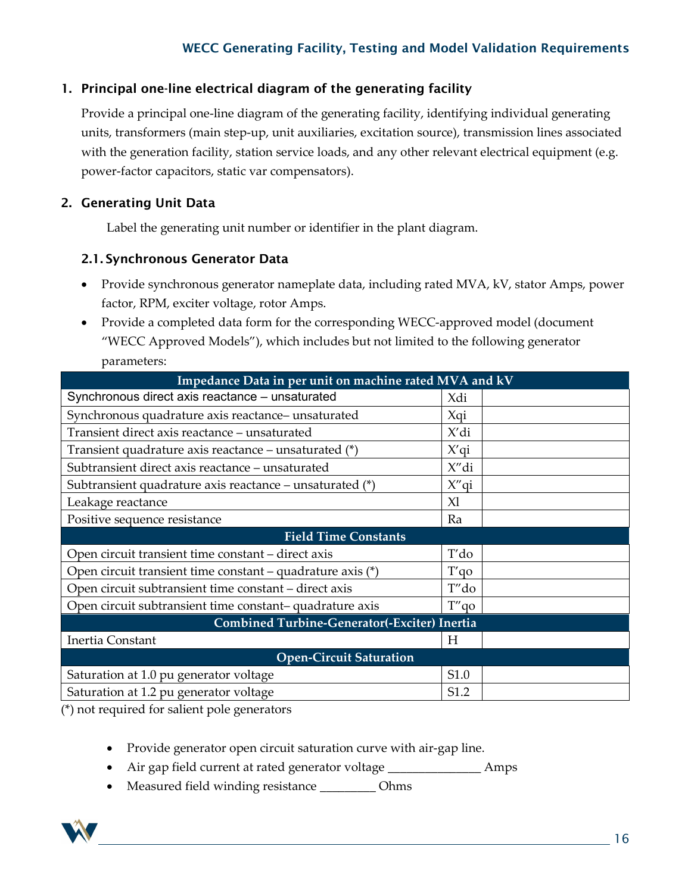## 1. Principal one-line electrical diagram of the generating facility

Provide a principal one-line diagram of the generating facility, identifying individual generating units, transformers (main step-up, unit auxiliaries, excitation source), transmission lines associated with the generation facility, station service loads, and any other relevant electrical equipment (e.g. power-factor capacitors, static var compensators).

## 2. Generating Unit Data

Label the generating unit number or identifier in the plant diagram.

### 2.1. Synchronous Generator Data

- Provide synchronous generator nameplate data, including rated MVA, kV, stator Amps, power factor, RPM, exciter voltage, rotor Amps.
- Provide a completed data form for the corresponding WECC-approved model (document "WECC Approved Models"), which includes but not limited to the following generator parameters:

| Impedance Data in per unit on machine rated MVA and kV | | |
|---|---|---|
| Synchronous direct axis reactance – unsaturated | Xdi | |
| Synchronous quadrature axis reactance– unsaturated | Xqi | |
| Transient direct axis reactance – unsaturated | X'di | |
| Transient quadrature axis reactance – unsaturated (*) | X'qi | |
| Subtransient direct axis reactance – unsaturated | X"di | |
| Subtransient quadrature axis reactance – unsaturated (*) | X"qi | |
| Leakage reactance | Xl | |
| Positive sequence resistance | Ra | |
| **Field Time Constants** | | |
| Open circuit transient time constant – direct axis | T'do | |
| Open circuit transient time constant – quadrature axis (*) | T'qo | |
| Open circuit subtransient time constant – direct axis | T"do | |
| Open circuit subtransient time constant– quadrature axis | T"qo | |
| **Combined Turbine-Generator(-Exciter) Inertia** | | |
| Inertia Constant | H | |
| **Open-Circuit Saturation** | | |
| Saturation at 1.0 pu generator voltage | S1.0 | |
| Saturation at 1.2 pu generator voltage | S1.2 | |

(*) not required for salient pole generators

- Provide generator open circuit saturation curve with air-gap line.
- Air gap field current at rated generator voltage ______________ Amps
- Measured field winding resistance _________ Ohms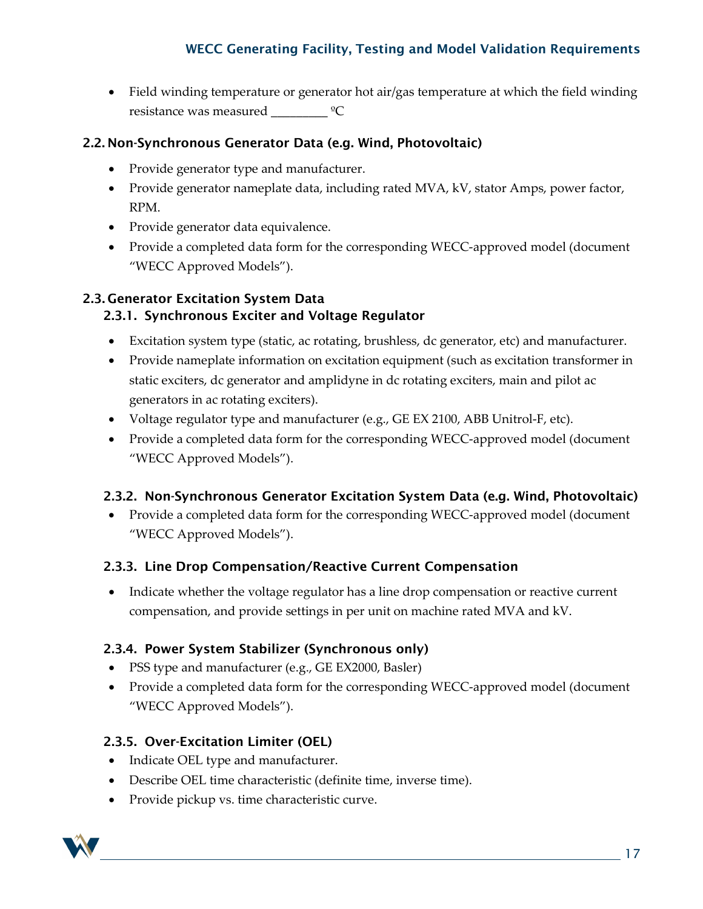- Field winding temperature or generator hot air/gas temperature at which the field winding resistance was measured _________ ºC

## 2.2. Non-Synchronous Generator Data (e.g. Wind, Photovoltaic)

- Provide generator type and manufacturer.
- Provide generator nameplate data, including rated MVA, kV, stator Amps, power factor, RPM.
- Provide generator data equivalence.
- Provide a completed data form for the corresponding WECC-approved model (document "WECC Approved Models").

## 2.3. Generator Excitation System Data

### 2.3.1. Synchronous Exciter and Voltage Regulator

- Excitation system type (static, ac rotating, brushless, dc generator, etc) and manufacturer.
- Provide nameplate information on excitation equipment (such as excitation transformer in static exciters, dc generator and amplidyne in dc rotating exciters, main and pilot ac generators in ac rotating exciters).
- Voltage regulator type and manufacturer (e.g., GE EX 2100, ABB Unitrol-F, etc).
- Provide a completed data form for the corresponding WECC-approved model (document "WECC Approved Models").

### 2.3.2. Non-Synchronous Generator Excitation System Data (e.g. Wind, Photovoltaic)

- Provide a completed data form for the corresponding WECC-approved model (document "WECC Approved Models").

### 2.3.3. Line Drop Compensation/Reactive Current Compensation

- Indicate whether the voltage regulator has a line drop compensation or reactive current compensation, and provide settings in per unit on machine rated MVA and kV.

### 2.3.4. Power System Stabilizer (Synchronous only)

- PSS type and manufacturer (e.g., GE EX2000, Basler)
- Provide a completed data form for the corresponding WECC-approved model (document "WECC Approved Models").

### 2.3.5. Over-Excitation Limiter (OEL)

- Indicate OEL type and manufacturer.
- Describe OEL time characteristic (definite time, inverse time).
- Provide pickup vs. time characteristic curve.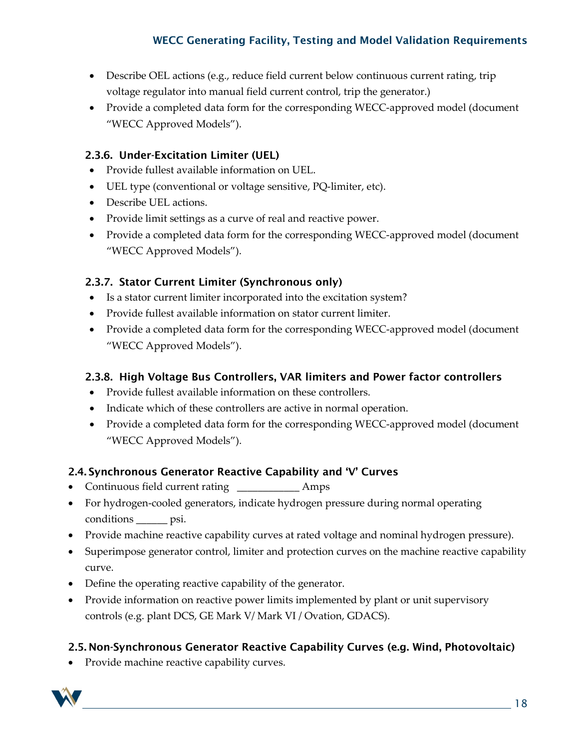- Describe OEL actions (e.g., reduce field current below continuous current rating, trip voltage regulator into manual field current control, trip the generator.)
- Provide a completed data form for the corresponding WECC-approved model (document "WECC Approved Models").

#### 2.3.6. Under-Excitation Limiter (UEL)

- Provide fullest available information on UEL.
- UEL type (conventional or voltage sensitive, PQ-limiter, etc).
- Describe UEL actions.
- Provide limit settings as a curve of real and reactive power.
- Provide a completed data form for the corresponding WECC-approved model (document "WECC Approved Models").

#### 2.3.7. Stator Current Limiter (Synchronous only)

- Is a stator current limiter incorporated into the excitation system?
- Provide fullest available information on stator current limiter.
- Provide a completed data form for the corresponding WECC-approved model (document "WECC Approved Models").

#### 2.3.8. High Voltage Bus Controllers, VAR limiters and Power factor controllers

- Provide fullest available information on these controllers.
- Indicate which of these controllers are active in normal operation.
- Provide a completed data form for the corresponding WECC-approved model (document "WECC Approved Models").

### 2.4. Synchronous Generator Reactive Capability and 'V' Curves

- Continuous field current rating ____________ Amps
- For hydrogen-cooled generators, indicate hydrogen pressure during normal operating conditions ______ psi.
- Provide machine reactive capability curves at rated voltage and nominal hydrogen pressure).
- Superimpose generator control, limiter and protection curves on the machine reactive capability curve.
- Define the operating reactive capability of the generator.
- Provide information on reactive power limits implemented by plant or unit supervisory controls (e.g. plant DCS, GE Mark V/ Mark VI / Ovation, GDACS).

### 2.5. Non-Synchronous Generator Reactive Capability Curves (e.g. Wind, Photovoltaic)

- Provide machine reactive capability curves.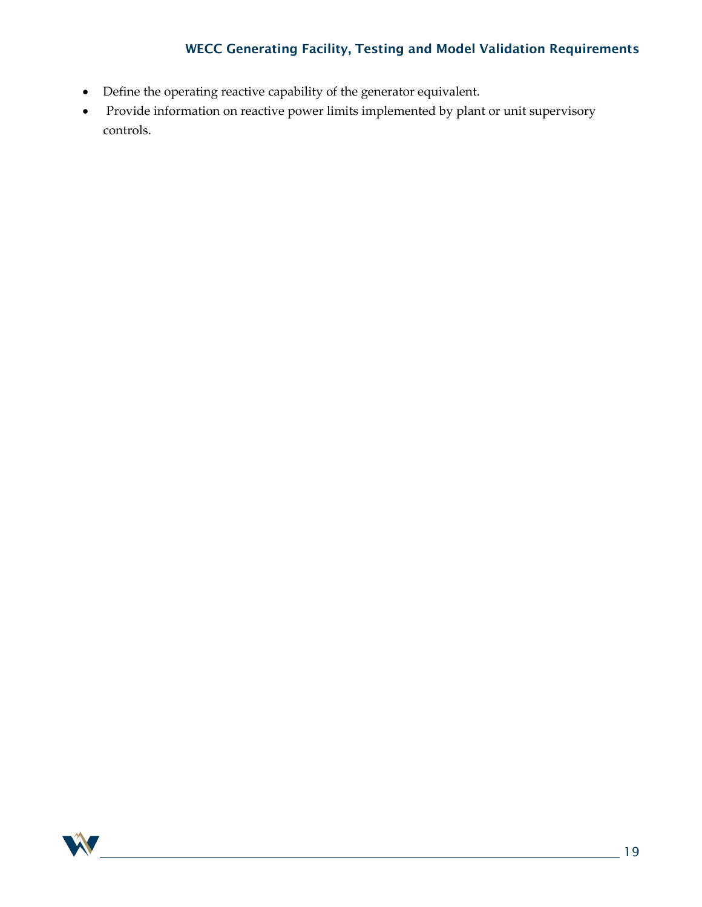- Define the operating reactive capability of the generator equivalent.
- Provide information on reactive power limits implemented by plant or unit supervisory controls.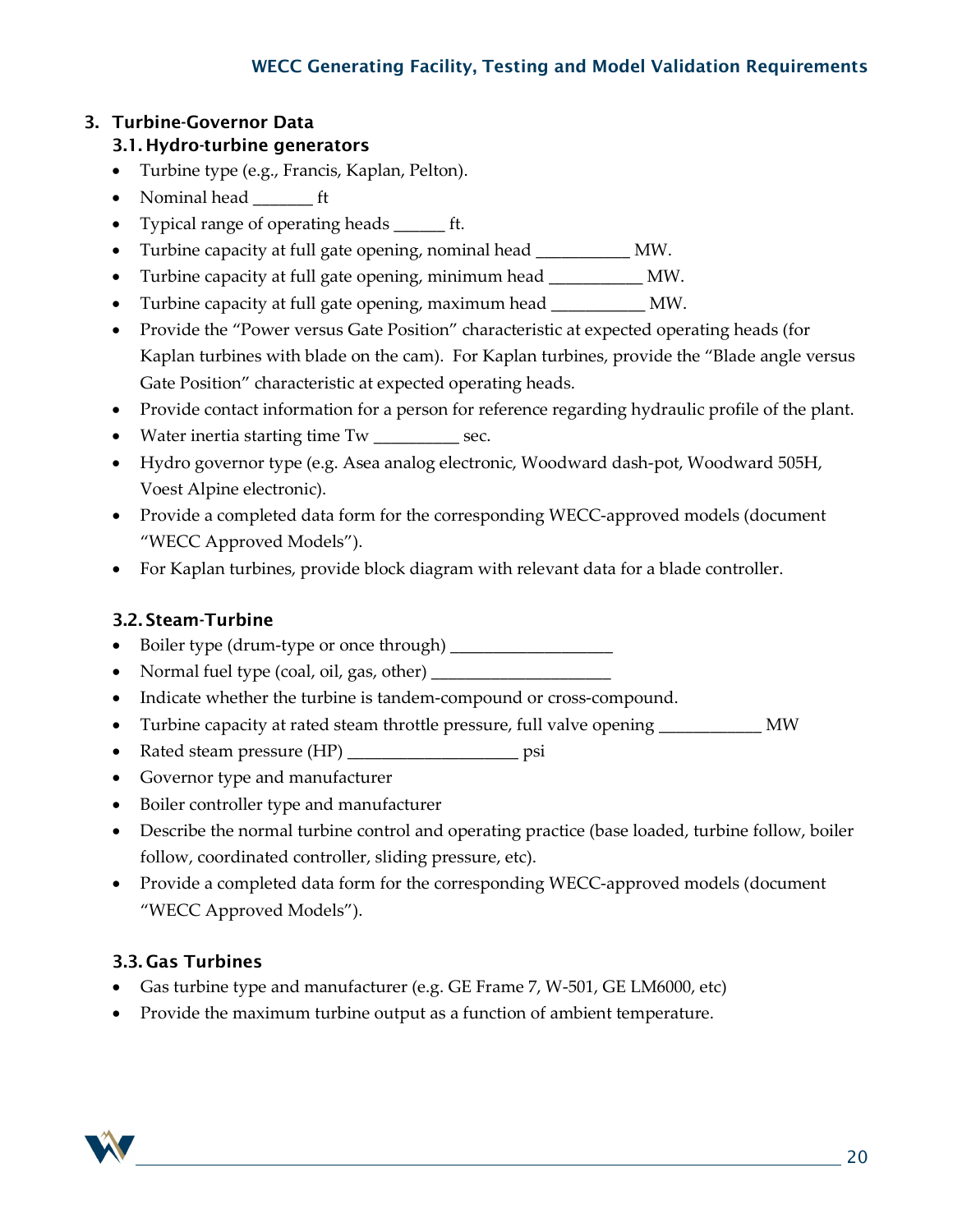## 3. Turbine-Governor Data

### 3.1. Hydro-turbine generators

- Turbine type (e.g., Francis, Kaplan, Pelton).
- Nominal head _______ ft
- Typical range of operating heads ______ ft.
- Turbine capacity at full gate opening, nominal head ___________ MW.
- Turbine capacity at full gate opening, minimum head ___________ MW.
- Turbine capacity at full gate opening, maximum head ___________ MW.
- Provide the "Power versus Gate Position" characteristic at expected operating heads (for Kaplan turbines with blade on the cam). For Kaplan turbines, provide the "Blade angle versus Gate Position" characteristic at expected operating heads.
- Provide contact information for a person for reference regarding hydraulic profile of the plant.
- Water inertia starting time Tw __________ sec.
- Hydro governor type (e.g. Asea analog electronic, Woodward dash-pot, Woodward 505H, Voest Alpine electronic).
- Provide a completed data form for the corresponding WECC-approved models (document "WECC Approved Models").
- For Kaplan turbines, provide block diagram with relevant data for a blade controller.

### 3.2. Steam-Turbine

- Boiler type (drum-type or once through) ___________________
- Normal fuel type (coal, oil, gas, other) _____________________
- Indicate whether the turbine is tandem-compound or cross-compound.
- Turbine capacity at rated steam throttle pressure, full valve opening ____________ MW
- Rated steam pressure (HP) ____________________ psi
- Governor type and manufacturer
- Boiler controller type and manufacturer
- Describe the normal turbine control and operating practice (base loaded, turbine follow, boiler follow, coordinated controller, sliding pressure, etc).
- Provide a completed data form for the corresponding WECC-approved models (document "WECC Approved Models").

### 3.3. Gas Turbines

- Gas turbine type and manufacturer (e.g. GE Frame 7, W-501, GE LM6000, etc)
- Provide the maximum turbine output as a function of ambient temperature.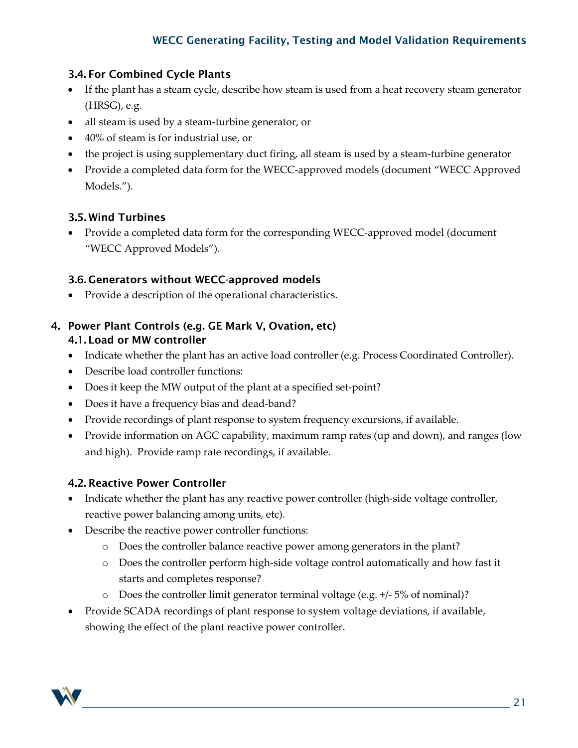### 3.4. For Combined Cycle Plants

- If the plant has a steam cycle, describe how steam is used from a heat recovery steam generator (HRSG), e.g.
- all steam is used by a steam-turbine generator, or
- 40% of steam is for industrial use, or
- the project is using supplementary duct firing, all steam is used by a steam-turbine generator
- Provide a completed data form for the WECC-approved models (document "WECC Approved Models.").

### 3.5. Wind Turbines

- Provide a completed data form for the corresponding WECC-approved model (document "WECC Approved Models").

### 3.6. Generators without WECC-approved models

- Provide a description of the operational characteristics.

## 4. Power Plant Controls (e.g. GE Mark V, Ovation, etc)

### 4.1. Load or MW controller

- Indicate whether the plant has an active load controller (e.g. Process Coordinated Controller).
- Describe load controller functions:
- Does it keep the MW output of the plant at a specified set-point?
- Does it have a frequency bias and dead-band?
- Provide recordings of plant response to system frequency excursions, if available.
- Provide information on AGC capability, maximum ramp rates (up and down), and ranges (low and high). Provide ramp rate recordings, if available.

### 4.2. Reactive Power Controller

- Indicate whether the plant has any reactive power controller (high-side voltage controller, reactive power balancing among units, etc).
- Describe the reactive power controller functions:
    - Does the controller balance reactive power among generators in the plant?
    - Does the controller perform high-side voltage control automatically and how fast it starts and completes response?
    - Does the controller limit generator terminal voltage (e.g. +/- 5% of nominal)?
- Provide SCADA recordings of plant response to system voltage deviations, if available, showing the effect of the plant reactive power controller.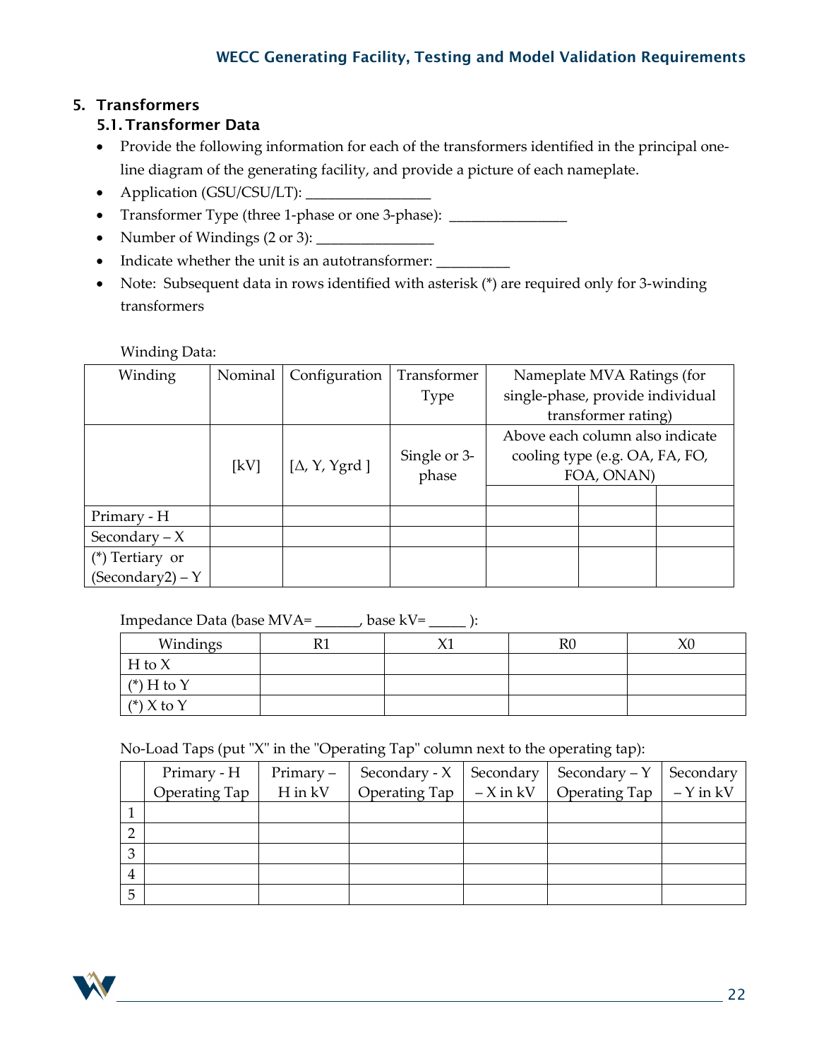## 5. Transformers

### 5.1. Transformer Data

- Provide the following information for each of the transformers identified in the principal one-line diagram of the generating facility, and provide a picture of each nameplate.
- Application (GSU/CSU/LT): ________________
- Transformer Type (three 1-phase or one 3-phase): ________________
- Number of Windings (2 or 3): ________________
- Indicate whether the unit is an autotransformer: __________
- Note: Subsequent data in rows identified with asterisk (*) are required only for 3-winding transformers

Winding Data:

| Winding | Nominal | Configuration | Transformer Type | Nameplate MVA Ratings (for single-phase, provide individual transformer rating) | | |
|---|---|---|---|---|---|---|
| | [kV] | [Δ, Y, Ygrd ] | Single or 3-phase | Above each column also indicate cooling type (e.g. OA, FA, FO, FOA, ONAN) | | |
| | | | | | | |
| Primary - H | | | | | | |
| Secondary – X | | | | | | |
| (*) Tertiary or (Secondary2) – Y | | | | | | |

Impedance Data (base MVA= ______, base kV= _____ ):

| Windings | R1 | X1 | R0 | X0 |
|---|---|---|---|---|
| H to X | | | | |
| (*) H to Y | | | | |
| (*) X to Y | | | | |

No-Load Taps (put "X" in the "Operating Tap" column next to the operating tap):

| | Primary - H Operating Tap | Primary – H in kV | Secondary - X Operating Tap | Secondary – X in kV | Secondary – Y Operating Tap | Secondary – Y in kV |
|---|---|---|---|---|---|---|
| 1 | | | | | | |
| 2 | | | | | | |
| 3 | | | | | | |
| 4 | | | | | | |
| 5 | | | | | | |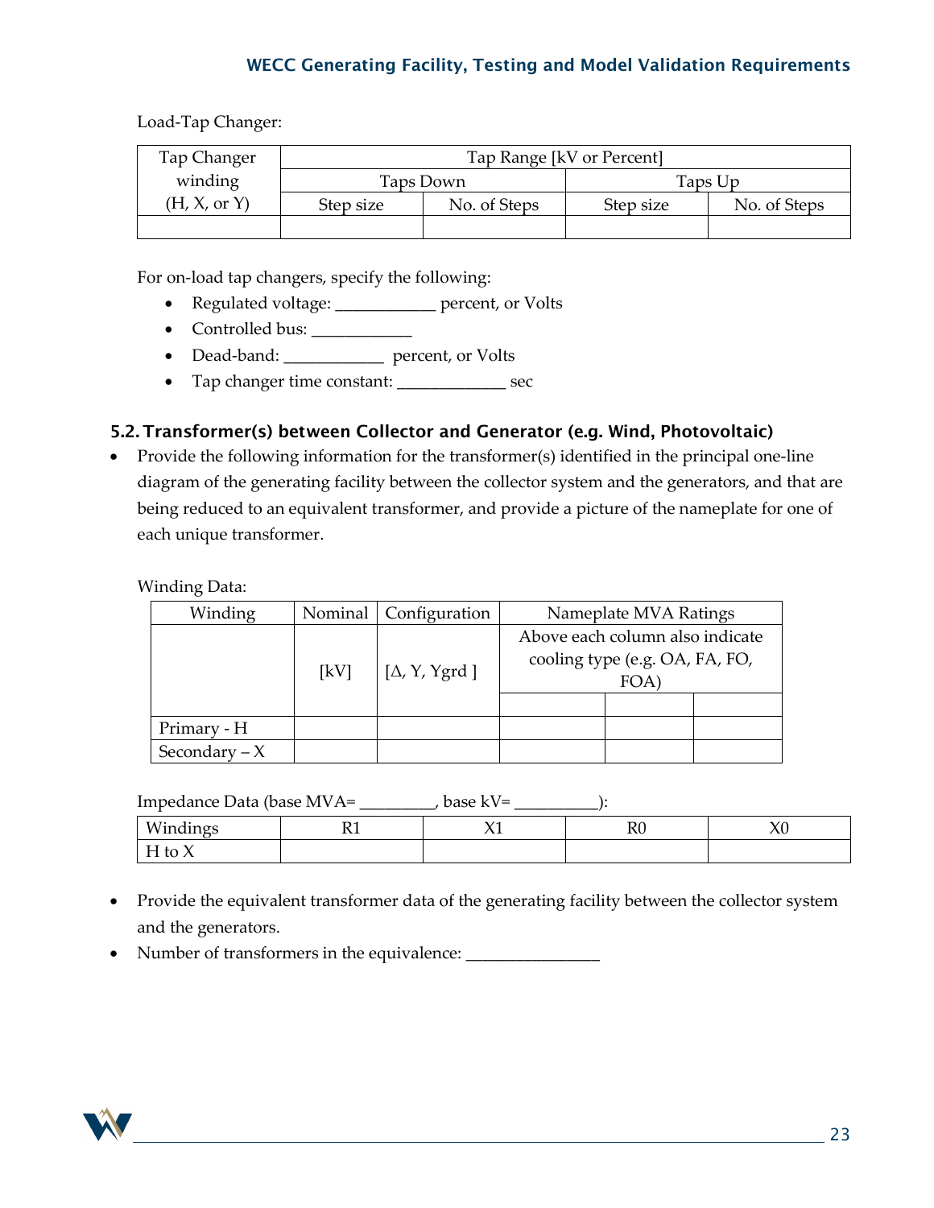Load-Tap Changer:

| Tap Changer winding (H, X, or Y) | Tap Range [kV or Percent] | | | |
|---|---|---|---|---|
| | Taps Down | | Taps Up | |
| | Step size | No. of Steps | Step size | No. of Steps |
| | | | | |

For on-load tap changers, specify the following:

- Regulated voltage: ___________ percent, or Volts
- Controlled bus: ___________
- Dead-band: ___________ percent, or Volts
- Tap changer time constant: ____________ sec

### 5.2. Transformer(s) between Collector and Generator (e.g. Wind, Photovoltaic)

- Provide the following information for the transformer(s) identified in the principal one-line diagram of the generating facility between the collector system and the generators, and that are being reduced to an equivalent transformer, and provide a picture of the nameplate for one of each unique transformer.

Winding Data:

| Winding | Nominal | Configuration | Nameplate MVA Ratings | | |
|---|---|---|---|---|---|
| | [kV] | [Δ, Y, Ygrd ] | Above each column also indicate cooling type (e.g. OA, FA, FO, FOA) | | |
| | | | | | |
| Primary - H | | | | | |
| Secondary – X | | | | | |

Impedance Data (base MVA= ________, base kV= _________):

| Windings | R1 | X1 | R0 | X0 |
|---|---|---|---|---|
| H to X | | | | |

- Provide the equivalent transformer data of the generating facility between the collector system and the generators.
- Number of transformers in the equivalence: _______________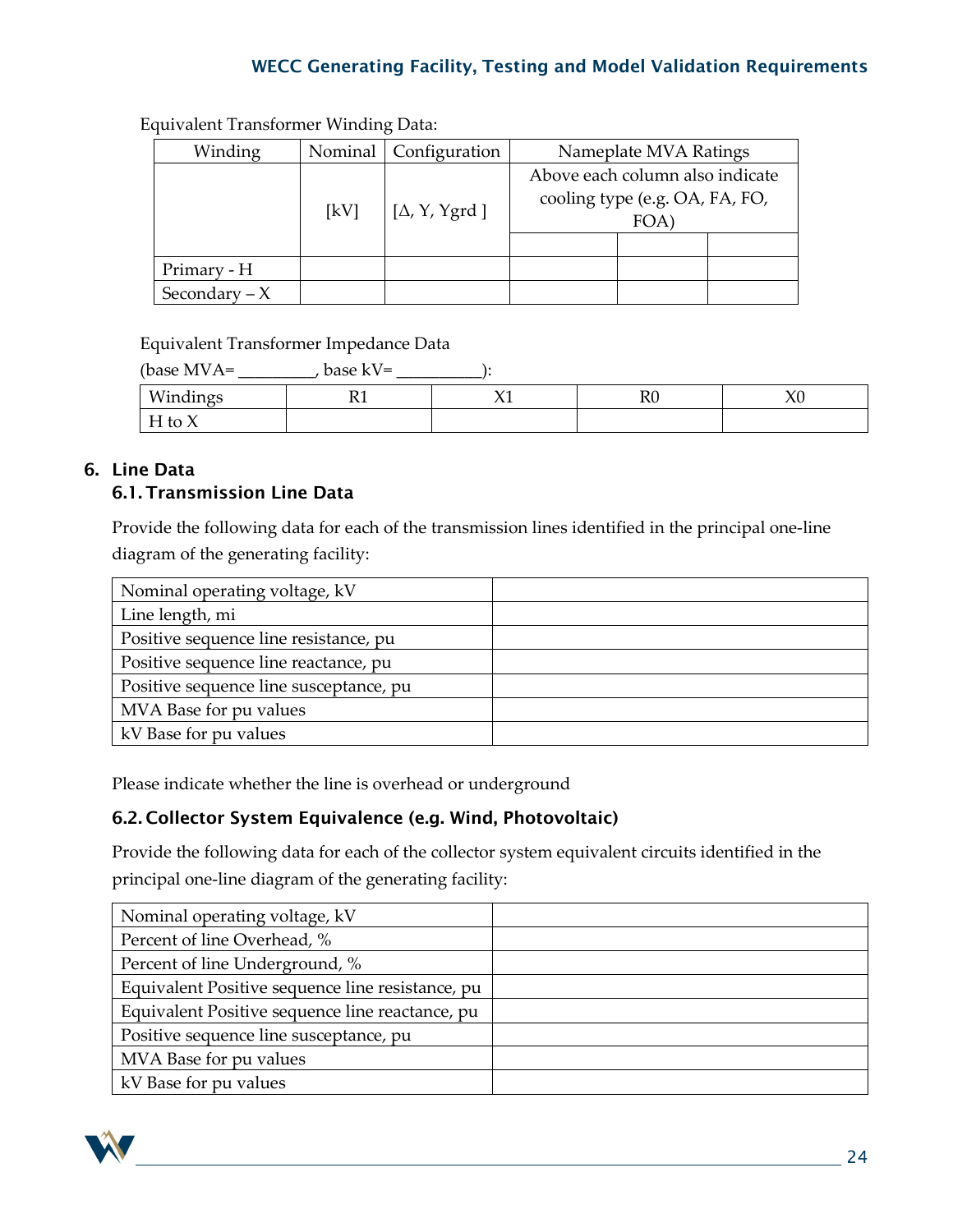Equivalent Transformer Winding Data:

| Winding | Nominal | Configuration | Nameplate MVA Ratings | | |
|---|---|---|---|---|---|
| | [kV] | [Δ, Y, Ygrd ] | Above each column also indicate cooling type (e.g. OA, FA, FO, FOA) | | |
| | | | | | |
| Primary - H | | | | | |
| Secondary – X | | | | | |

Equivalent Transformer Impedance Data

(base MVA= _________, base kV= __________):

| Windings | R1 | X1 | R0 | X0 |
|---|---|---|---|---|
| H to X | | | | |

## 6. Line Data

### 6.1. Transmission Line Data

Provide the following data for each of the transmission lines identified in the principal one-line diagram of the generating facility:

| | |
|---|---|
| Nominal operating voltage, kV | |
| Line length, mi | |
| Positive sequence line resistance, pu | |
| Positive sequence line reactance, pu | |
| Positive sequence line susceptance, pu | |
| MVA Base for pu values | |
| kV Base for pu values | |

Please indicate whether the line is overhead or underground

### 6.2. Collector System Equivalence (e.g. Wind, Photovoltaic)

Provide the following data for each of the collector system equivalent circuits identified in the principal one-line diagram of the generating facility:

| | |
|---|---|
| Nominal operating voltage, kV | |
| Percent of line Overhead, % | |
| Percent of line Underground, % | |
| Equivalent Positive sequence line resistance, pu | |
| Equivalent Positive sequence line reactance, pu | |
| Positive sequence line susceptance, pu | |
| MVA Base for pu values | |
| kV Base for pu values | |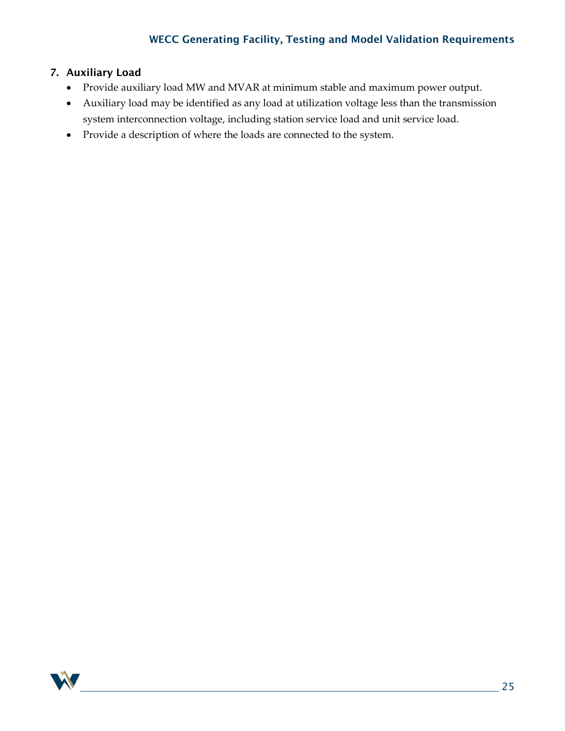## 7. Auxiliary Load

- Provide auxiliary load MW and MVAR at minimum stable and maximum power output.
- Auxiliary load may be identified as any load at utilization voltage less than the transmission system interconnection voltage, including station service load and unit service load.
- Provide a description of where the loads are connected to the system.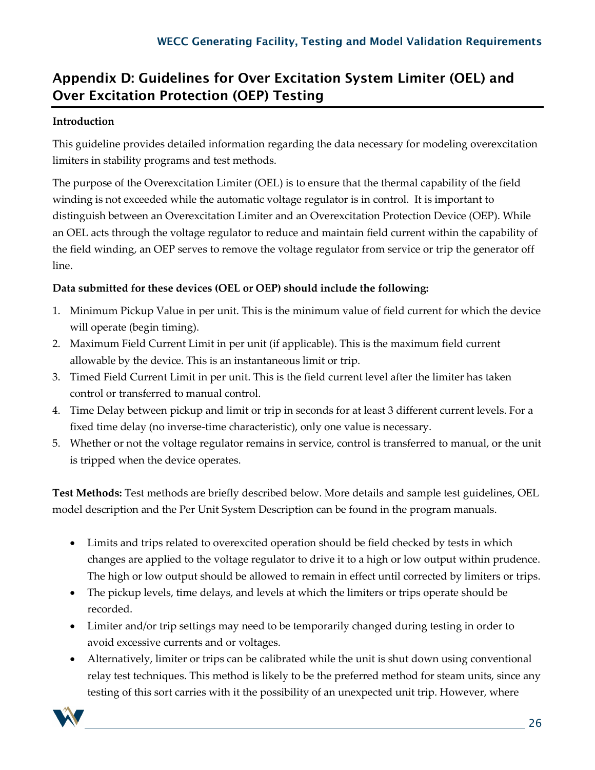## Appendix D: Guidelines for Over Excitation System Limiter (OEL) and Over Excitation Protection (OEP) Testing

**Introduction**

This guideline provides detailed information regarding the data necessary for modeling overexcitation limiters in stability programs and test methods.

The purpose of the Overexcitation Limiter (OEL) is to ensure that the thermal capability of the field winding is not exceeded while the automatic voltage regulator is in control. It is important to distinguish between an Overexcitation Limiter and an Overexcitation Protection Device (OEP). While an OEL acts through the voltage regulator to reduce and maintain field current within the capability of the field winding, an OEP serves to remove the voltage regulator from service or trip the generator off line.

**Data submitted for these devices (OEL or OEP) should include the following:**

1. Minimum Pickup Value in per unit. This is the minimum value of field current for which the device will operate (begin timing).
2. Maximum Field Current Limit in per unit (if applicable). This is the maximum field current allowable by the device. This is an instantaneous limit or trip.
3. Timed Field Current Limit in per unit. This is the field current level after the limiter has taken control or transferred to manual control.
4. Time Delay between pickup and limit or trip in seconds for at least 3 different current levels. For a fixed time delay (no inverse-time characteristic), only one value is necessary.
5. Whether or not the voltage regulator remains in service, control is transferred to manual, or the unit is tripped when the device operates.

**Test Methods:** Test methods are briefly described below. More details and sample test guidelines, OEL model description and the Per Unit System Description can be found in the program manuals.

- Limits and trips related to overexcited operation should be field checked by tests in which changes are applied to the voltage regulator to drive it to a high or low output within prudence. The high or low output should be allowed to remain in effect until corrected by limiters or trips.
- The pickup levels, time delays, and levels at which the limiters or trips operate should be recorded.
- Limiter and/or trip settings may need to be temporarily changed during testing in order to avoid excessive currents and or voltages.
- Alternatively, limiter or trips can be calibrated while the unit is shut down using conventional relay test techniques. This method is likely to be the preferred method for steam units, since any testing of this sort carries with it the possibility of an unexpected unit trip. However, where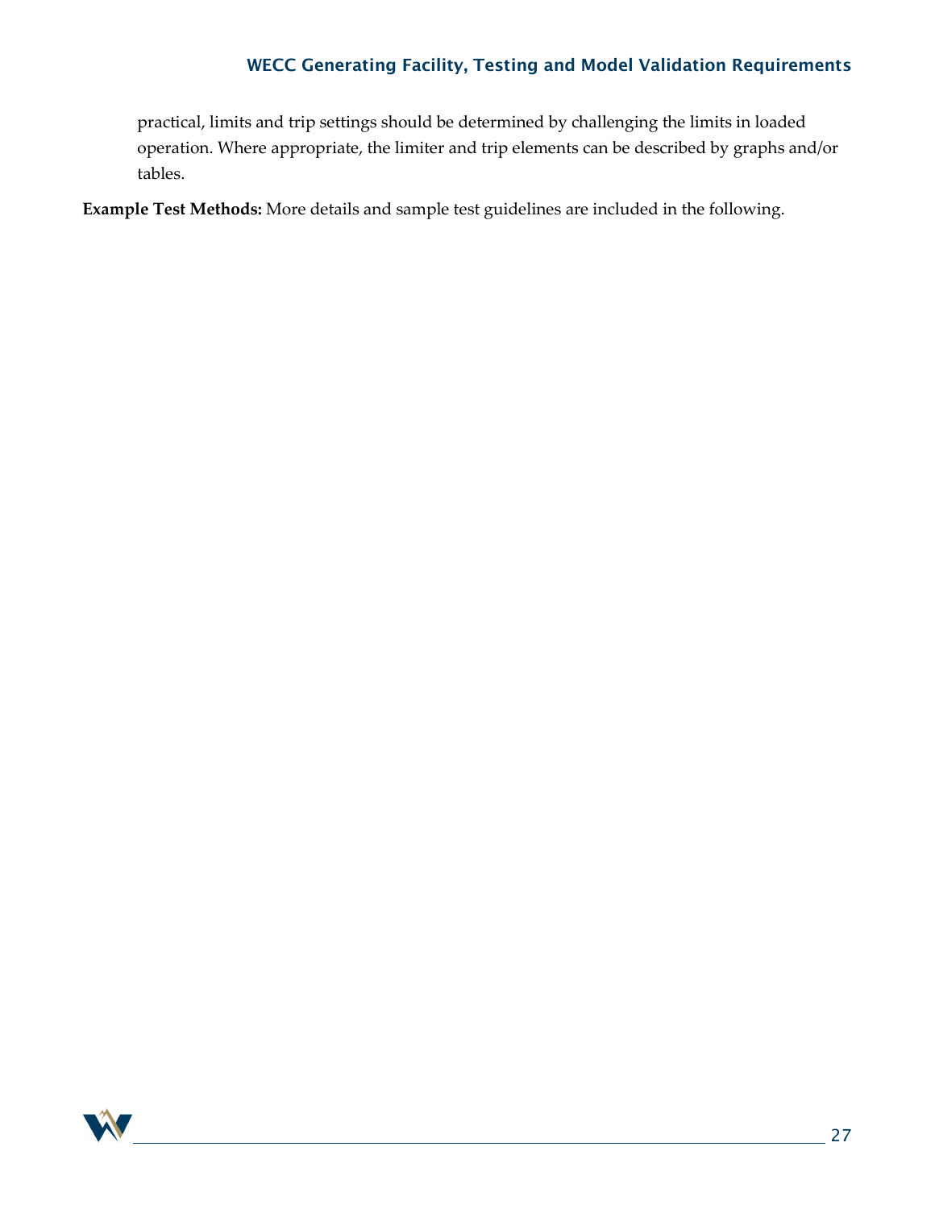practical, limits and trip settings should be determined by challenging the limits in loaded operation. Where appropriate, the limiter and trip elements can be described by graphs and/or tables.

**Example Test Methods:** More details and sample test guidelines are included in the following.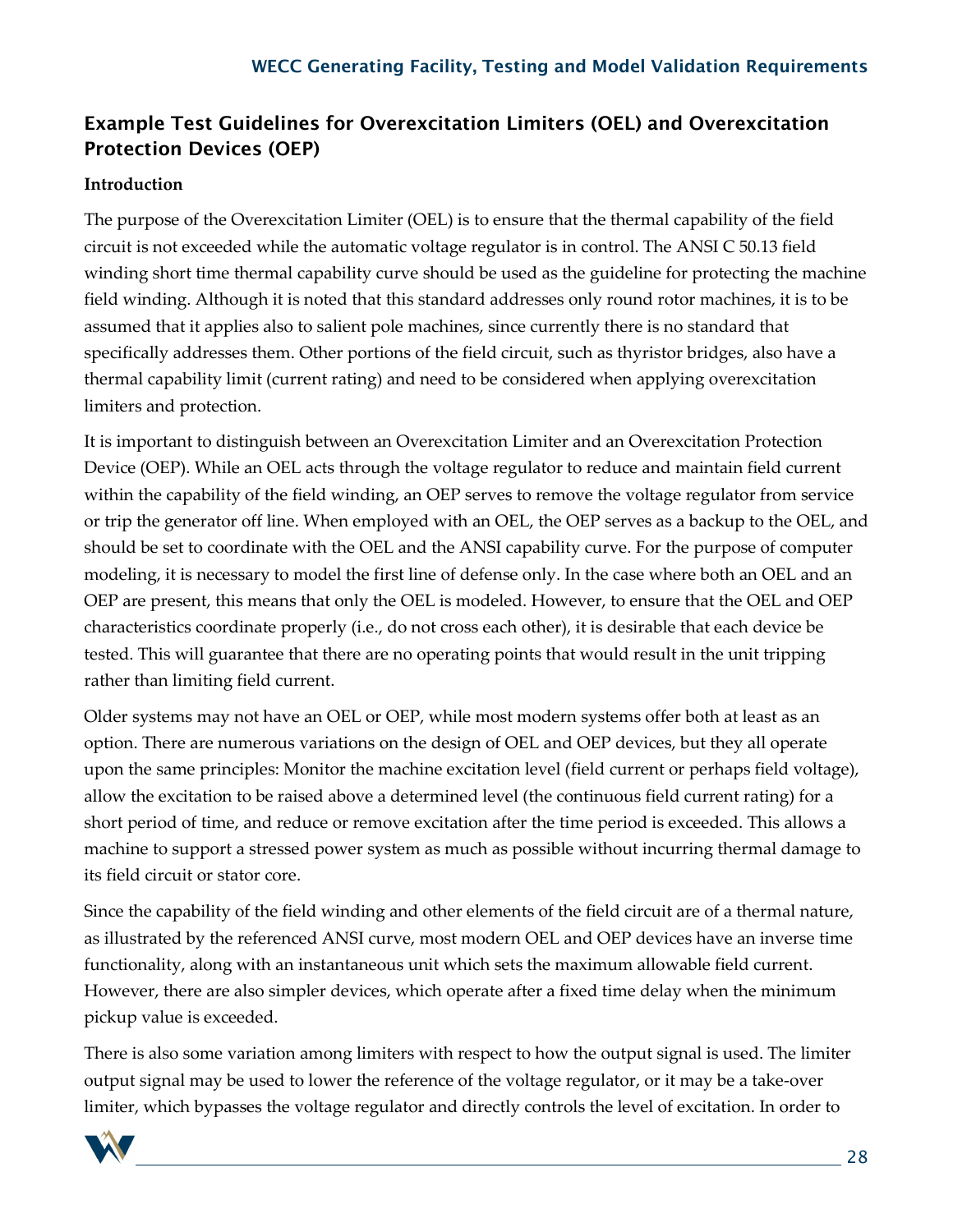## Example Test Guidelines for Overexcitation Limiters (OEL) and Overexcitation Protection Devices (OEP)

**Introduction**

The purpose of the Overexcitation Limiter (OEL) is to ensure that the thermal capability of the field circuit is not exceeded while the automatic voltage regulator is in control. The ANSI C 50.13 field winding short time thermal capability curve should be used as the guideline for protecting the machine field winding. Although it is noted that this standard addresses only round rotor machines, it is to be assumed that it applies also to salient pole machines, since currently there is no standard that specifically addresses them. Other portions of the field circuit, such as thyristor bridges, also have a thermal capability limit (current rating) and need to be considered when applying overexcitation limiters and protection.

It is important to distinguish between an Overexcitation Limiter and an Overexcitation Protection Device (OEP). While an OEL acts through the voltage regulator to reduce and maintain field current within the capability of the field winding, an OEP serves to remove the voltage regulator from service or trip the generator off line. When employed with an OEL, the OEP serves as a backup to the OEL, and should be set to coordinate with the OEL and the ANSI capability curve. For the purpose of computer modeling, it is necessary to model the first line of defense only. In the case where both an OEL and an OEP are present, this means that only the OEL is modeled. However, to ensure that the OEL and OEP characteristics coordinate properly (i.e., do not cross each other), it is desirable that each device be tested. This will guarantee that there are no operating points that would result in the unit tripping rather than limiting field current.

Older systems may not have an OEL or OEP, while most modern systems offer both at least as an option. There are numerous variations on the design of OEL and OEP devices, but they all operate upon the same principles: Monitor the machine excitation level (field current or perhaps field voltage), allow the excitation to be raised above a determined level (the continuous field current rating) for a short period of time, and reduce or remove excitation after the time period is exceeded. This allows a machine to support a stressed power system as much as possible without incurring thermal damage to its field circuit or stator core.

Since the capability of the field winding and other elements of the field circuit are of a thermal nature, as illustrated by the referenced ANSI curve, most modern OEL and OEP devices have an inverse time functionality, along with an instantaneous unit which sets the maximum allowable field current. However, there are also simpler devices, which operate after a fixed time delay when the minimum pickup value is exceeded.

There is also some variation among limiters with respect to how the output signal is used. The limiter output signal may be used to lower the reference of the voltage regulator, or it may be a take-over limiter, which bypasses the voltage regulator and directly controls the level of excitation. In order to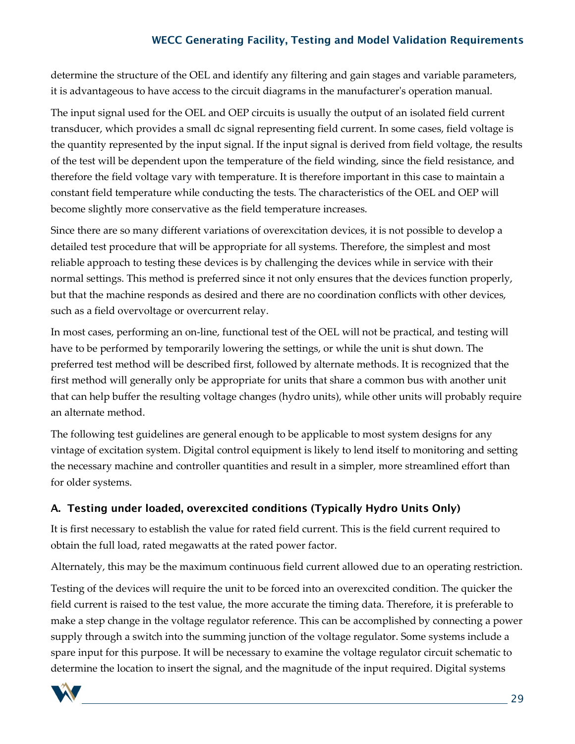determine the structure of the OEL and identify any filtering and gain stages and variable parameters, it is advantageous to have access to the circuit diagrams in the manufacturer's operation manual.

The input signal used for the OEL and OEP circuits is usually the output of an isolated field current transducer, which provides a small dc signal representing field current. In some cases, field voltage is the quantity represented by the input signal. If the input signal is derived from field voltage, the results of the test will be dependent upon the temperature of the field winding, since the field resistance, and therefore the field voltage vary with temperature. It is therefore important in this case to maintain a constant field temperature while conducting the tests. The characteristics of the OEL and OEP will become slightly more conservative as the field temperature increases.

Since there are so many different variations of overexcitation devices, it is not possible to develop a detailed test procedure that will be appropriate for all systems. Therefore, the simplest and most reliable approach to testing these devices is by challenging the devices while in service with their normal settings. This method is preferred since it not only ensures that the devices function properly, but that the machine responds as desired and there are no coordination conflicts with other devices, such as a field overvoltage or overcurrent relay.

In most cases, performing an on-line, functional test of the OEL will not be practical, and testing will have to be performed by temporarily lowering the settings, or while the unit is shut down. The preferred test method will be described first, followed by alternate methods. It is recognized that the first method will generally only be appropriate for units that share a common bus with another unit that can help buffer the resulting voltage changes (hydro units), while other units will probably require an alternate method.

The following test guidelines are general enough to be applicable to most system designs for any vintage of excitation system. Digital control equipment is likely to lend itself to monitoring and setting the necessary machine and controller quantities and result in a simpler, more streamlined effort than for older systems.

### A. Testing under loaded, overexcited conditions (Typically Hydro Units Only)

It is first necessary to establish the value for rated field current. This is the field current required to obtain the full load, rated megawatts at the rated power factor.

Alternately, this may be the maximum continuous field current allowed due to an operating restriction.

Testing of the devices will require the unit to be forced into an overexcited condition. The quicker the field current is raised to the test value, the more accurate the timing data. Therefore, it is preferable to make a step change in the voltage regulator reference. This can be accomplished by connecting a power supply through a switch into the summing junction of the voltage regulator. Some systems include a spare input for this purpose. It will be necessary to examine the voltage regulator circuit schematic to determine the location to insert the signal, and the magnitude of the input required. Digital systems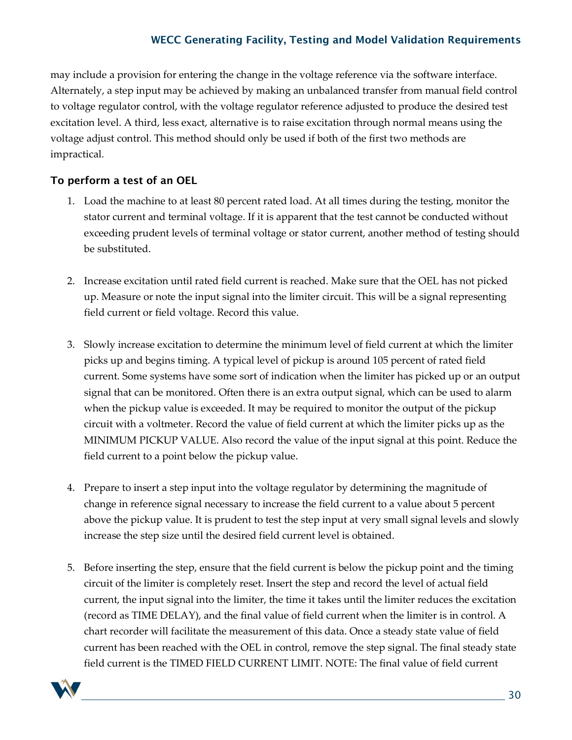may include a provision for entering the change in the voltage reference via the software interface. Alternately, a step input may be achieved by making an unbalanced transfer from manual field control to voltage regulator control, with the voltage regulator reference adjusted to produce the desired test excitation level. A third, less exact, alternative is to raise excitation through normal means using the voltage adjust control. This method should only be used if both of the first two methods are impractical.

### To perform a test of an OEL

1. Load the machine to at least 80 percent rated load. At all times during the testing, monitor the stator current and terminal voltage. If it is apparent that the test cannot be conducted without exceeding prudent levels of terminal voltage or stator current, another method of testing should be substituted.

2. Increase excitation until rated field current is reached. Make sure that the OEL has not picked up. Measure or note the input signal into the limiter circuit. This will be a signal representing field current or field voltage. Record this value.

3. Slowly increase excitation to determine the minimum level of field current at which the limiter picks up and begins timing. A typical level of pickup is around 105 percent of rated field current. Some systems have some sort of indication when the limiter has picked up or an output signal that can be monitored. Often there is an extra output signal, which can be used to alarm when the pickup value is exceeded. It may be required to monitor the output of the pickup circuit with a voltmeter. Record the value of field current at which the limiter picks up as the MINIMUM PICKUP VALUE. Also record the value of the input signal at this point. Reduce the field current to a point below the pickup value.

4. Prepare to insert a step input into the voltage regulator by determining the magnitude of change in reference signal necessary to increase the field current to a value about 5 percent above the pickup value. It is prudent to test the step input at very small signal levels and slowly increase the step size until the desired field current level is obtained.

5. Before inserting the step, ensure that the field current is below the pickup point and the timing circuit of the limiter is completely reset. Insert the step and record the level of actual field current, the input signal into the limiter, the time it takes until the limiter reduces the excitation (record as TIME DELAY), and the final value of field current when the limiter is in control. A chart recorder will facilitate the measurement of this data. Once a steady state value of field current has been reached with the OEL in control, remove the step signal. The final steady state field current is the TIMED FIELD CURRENT LIMIT. NOTE: The final value of field current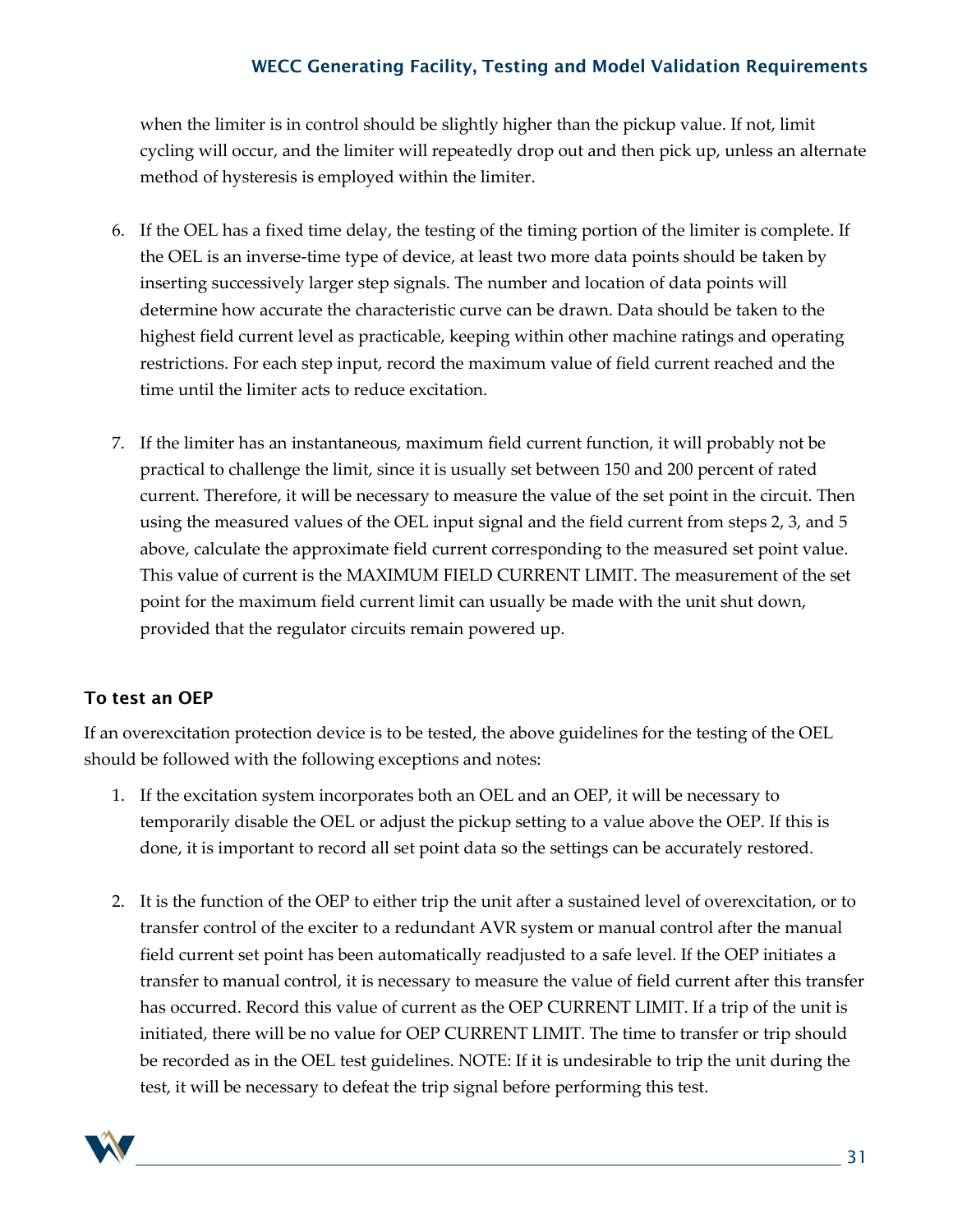when the limiter is in control should be slightly higher than the pickup value. If not, limit cycling will occur, and the limiter will repeatedly drop out and then pick up, unless an alternate method of hysteresis is employed within the limiter.

6. If the OEL has a fixed time delay, the testing of the timing portion of the limiter is complete. If the OEL is an inverse-time type of device, at least two more data points should be taken by inserting successively larger step signals. The number and location of data points will determine how accurate the characteristic curve can be drawn. Data should be taken to the highest field current level as practicable, keeping within other machine ratings and operating restrictions. For each step input, record the maximum value of field current reached and the time until the limiter acts to reduce excitation.

7. If the limiter has an instantaneous, maximum field current function, it will probably not be practical to challenge the limit, since it is usually set between 150 and 200 percent of rated current. Therefore, it will be necessary to measure the value of the set point in the circuit. Then using the measured values of the OEL input signal and the field current from steps 2, 3, and 5 above, calculate the approximate field current corresponding to the measured set point value. This value of current is the MAXIMUM FIELD CURRENT LIMIT. The measurement of the set point for the maximum field current limit can usually be made with the unit shut down, provided that the regulator circuits remain powered up.

### To test an OEP

If an overexcitation protection device is to be tested, the above guidelines for the testing of the OEL should be followed with the following exceptions and notes:

1. If the excitation system incorporates both an OEL and an OEP, it will be necessary to temporarily disable the OEL or adjust the pickup setting to a value above the OEP. If this is done, it is important to record all set point data so the settings can be accurately restored.

2. It is the function of the OEP to either trip the unit after a sustained level of overexcitation, or to transfer control of the exciter to a redundant AVR system or manual control after the manual field current set point has been automatically readjusted to a safe level. If the OEP initiates a transfer to manual control, it is necessary to measure the value of field current after this transfer has occurred. Record this value of current as the OEP CURRENT LIMIT. If a trip of the unit is initiated, there will be no value for OEP CURRENT LIMIT. The time to transfer or trip should be recorded as in the OEL test guidelines. NOTE: If it is undesirable to trip the unit during the test, it will be necessary to defeat the trip signal before performing this test.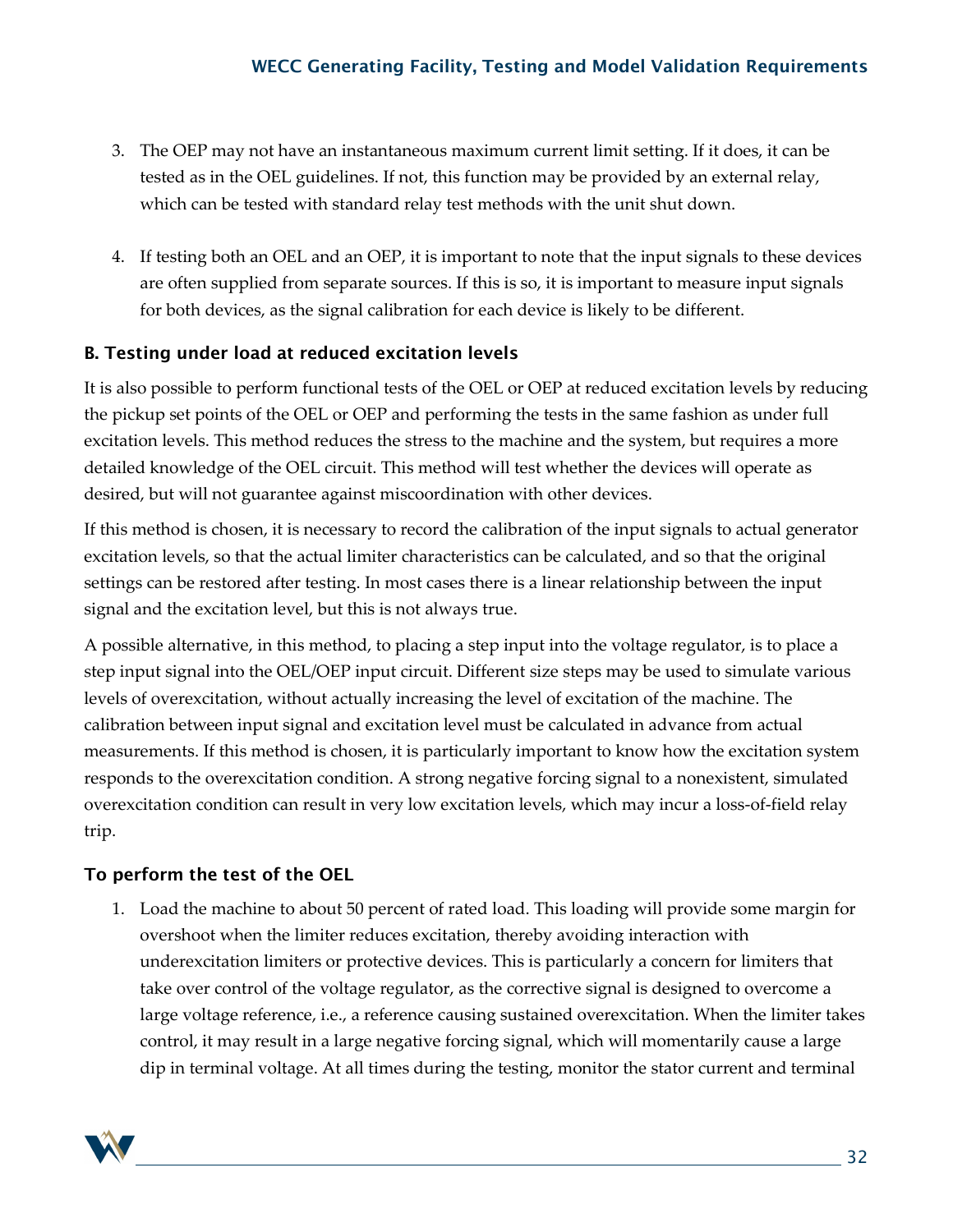3. The OEP may not have an instantaneous maximum current limit setting. If it does, it can be tested as in the OEL guidelines. If not, this function may be provided by an external relay, which can be tested with standard relay test methods with the unit shut down.

4. If testing both an OEL and an OEP, it is important to note that the input signals to these devices are often supplied from separate sources. If this is so, it is important to measure input signals for both devices, as the signal calibration for each device is likely to be different.

### B. Testing under load at reduced excitation levels

It is also possible to perform functional tests of the OEL or OEP at reduced excitation levels by reducing the pickup set points of the OEL or OEP and performing the tests in the same fashion as under full excitation levels. This method reduces the stress to the machine and the system, but requires a more detailed knowledge of the OEL circuit. This method will test whether the devices will operate as desired, but will not guarantee against miscoordination with other devices.

If this method is chosen, it is necessary to record the calibration of the input signals to actual generator excitation levels, so that the actual limiter characteristics can be calculated, and so that the original settings can be restored after testing. In most cases there is a linear relationship between the input signal and the excitation level, but this is not always true.

A possible alternative, in this method, to placing a step input into the voltage regulator, is to place a step input signal into the OEL/OEP input circuit. Different size steps may be used to simulate various levels of overexcitation, without actually increasing the level of excitation of the machine. The calibration between input signal and excitation level must be calculated in advance from actual measurements. If this method is chosen, it is particularly important to know how the excitation system responds to the overexcitation condition. A strong negative forcing signal to a nonexistent, simulated overexcitation condition can result in very low excitation levels, which may incur a loss-of-field relay trip.

### To perform the test of the OEL

1. Load the machine to about 50 percent of rated load. This loading will provide some margin for overshoot when the limiter reduces excitation, thereby avoiding interaction with underexcitation limiters or protective devices. This is particularly a concern for limiters that take over control of the voltage regulator, as the corrective signal is designed to overcome a large voltage reference, i.e., a reference causing sustained overexcitation. When the limiter takes control, it may result in a large negative forcing signal, which will momentarily cause a large dip in terminal voltage. At all times during the testing, monitor the stator current and terminal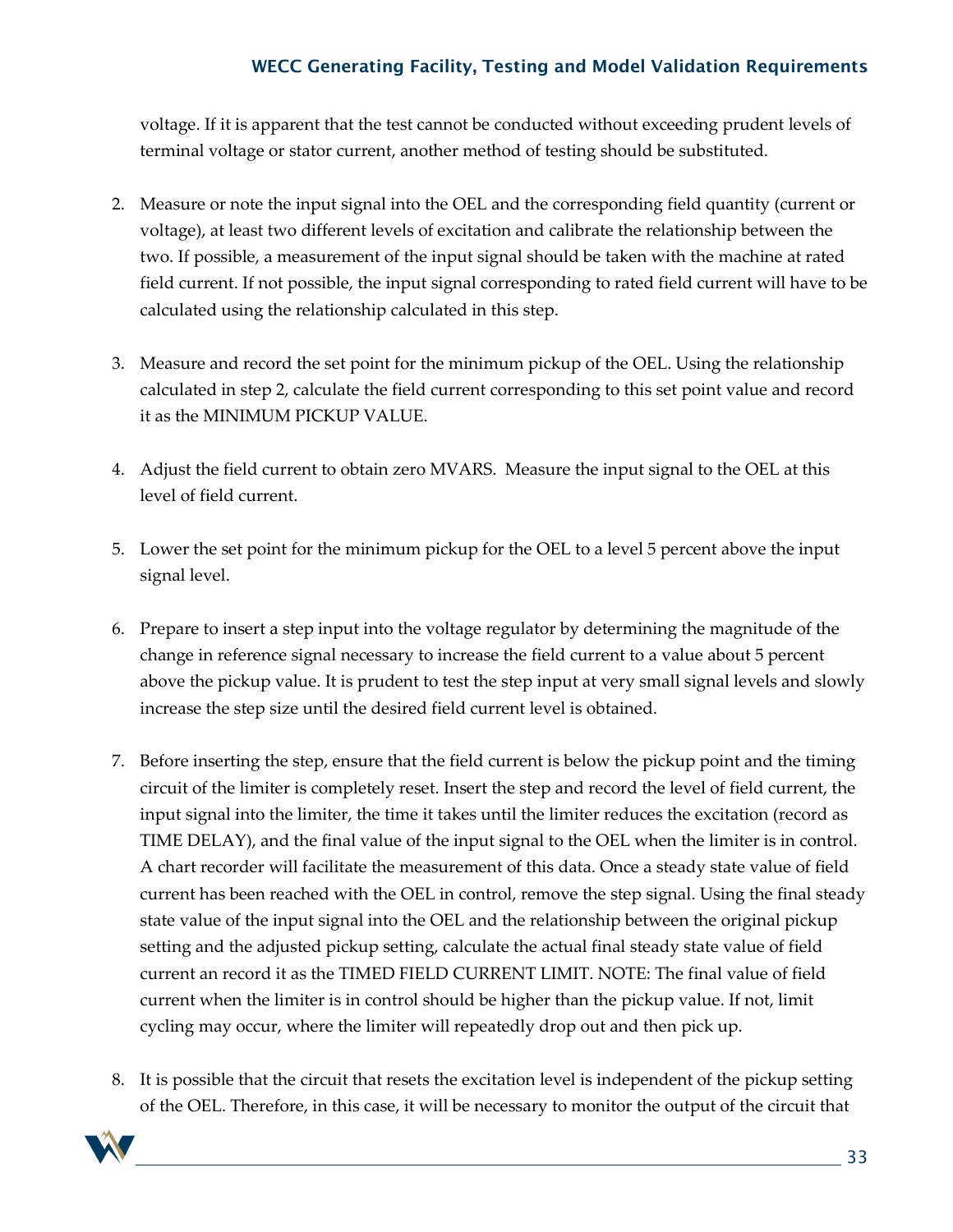voltage. If it is apparent that the test cannot be conducted without exceeding prudent levels of terminal voltage or stator current, another method of testing should be substituted.

2. Measure or note the input signal into the OEL and the corresponding field quantity (current or voltage), at least two different levels of excitation and calibrate the relationship between the two. If possible, a measurement of the input signal should be taken with the machine at rated field current. If not possible, the input signal corresponding to rated field current will have to be calculated using the relationship calculated in this step.

3. Measure and record the set point for the minimum pickup of the OEL. Using the relationship calculated in step 2, calculate the field current corresponding to this set point value and record it as the MINIMUM PICKUP VALUE.

4. Adjust the field current to obtain zero MVARS. Measure the input signal to the OEL at this level of field current.

5. Lower the set point for the minimum pickup for the OEL to a level 5 percent above the input signal level.

6. Prepare to insert a step input into the voltage regulator by determining the magnitude of the change in reference signal necessary to increase the field current to a value about 5 percent above the pickup value. It is prudent to test the step input at very small signal levels and slowly increase the step size until the desired field current level is obtained.

7. Before inserting the step, ensure that the field current is below the pickup point and the timing circuit of the limiter is completely reset. Insert the step and record the level of field current, the input signal into the limiter, the time it takes until the limiter reduces the excitation (record as TIME DELAY), and the final value of the input signal to the OEL when the limiter is in control. A chart recorder will facilitate the measurement of this data. Once a steady state value of field current has been reached with the OEL in control, remove the step signal. Using the final steady state value of the input signal into the OEL and the relationship between the original pickup setting and the adjusted pickup setting, calculate the actual final steady state value of field current an record it as the TIMED FIELD CURRENT LIMIT. NOTE: The final value of field current when the limiter is in control should be higher than the pickup value. If not, limit cycling may occur, where the limiter will repeatedly drop out and then pick up.

8. It is possible that the circuit that resets the excitation level is independent of the pickup setting of the OEL. Therefore, in this case, it will be necessary to monitor the output of the circuit that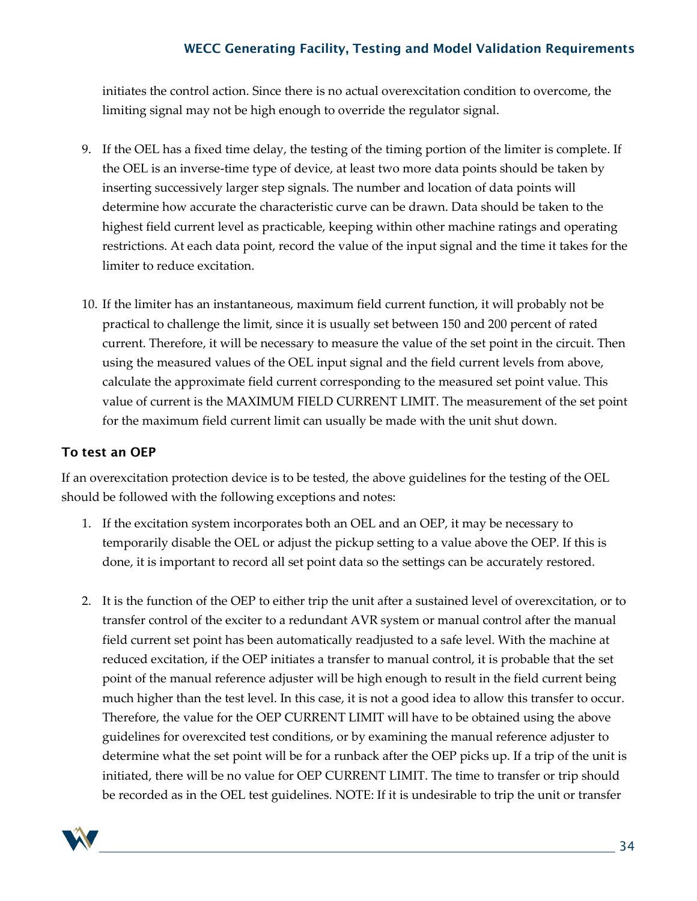initiates the control action. Since there is no actual overexcitation condition to overcome, the limiting signal may not be high enough to override the regulator signal.

9. If the OEL has a fixed time delay, the testing of the timing portion of the limiter is complete. If the OEL is an inverse-time type of device, at least two more data points should be taken by inserting successively larger step signals. The number and location of data points will determine how accurate the characteristic curve can be drawn. Data should be taken to the highest field current level as practicable, keeping within other machine ratings and operating restrictions. At each data point, record the value of the input signal and the time it takes for the limiter to reduce excitation.

10. If the limiter has an instantaneous, maximum field current function, it will probably not be practical to challenge the limit, since it is usually set between 150 and 200 percent of rated current. Therefore, it will be necessary to measure the value of the set point in the circuit. Then using the measured values of the OEL input signal and the field current levels from above, calculate the approximate field current corresponding to the measured set point value. This value of current is the MAXIMUM FIELD CURRENT LIMIT. The measurement of the set point for the maximum field current limit can usually be made with the unit shut down.

### To test an OEP

If an overexcitation protection device is to be tested, the above guidelines for the testing of the OEL should be followed with the following exceptions and notes:

1. If the excitation system incorporates both an OEL and an OEP, it may be necessary to temporarily disable the OEL or adjust the pickup setting to a value above the OEP. If this is done, it is important to record all set point data so the settings can be accurately restored.

2. It is the function of the OEP to either trip the unit after a sustained level of overexcitation, or to transfer control of the exciter to a redundant AVR system or manual control after the manual field current set point has been automatically readjusted to a safe level. With the machine at reduced excitation, if the OEP initiates a transfer to manual control, it is probable that the set point of the manual reference adjuster will be high enough to result in the field current being much higher than the test level. In this case, it is not a good idea to allow this transfer to occur. Therefore, the value for the OEP CURRENT LIMIT will have to be obtained using the above guidelines for overexcited test conditions, or by examining the manual reference adjuster to determine what the set point will be for a runback after the OEP picks up. If a trip of the unit is initiated, there will be no value for OEP CURRENT LIMIT. The time to transfer or trip should be recorded as in the OEL test guidelines. NOTE: If it is undesirable to trip the unit or transfer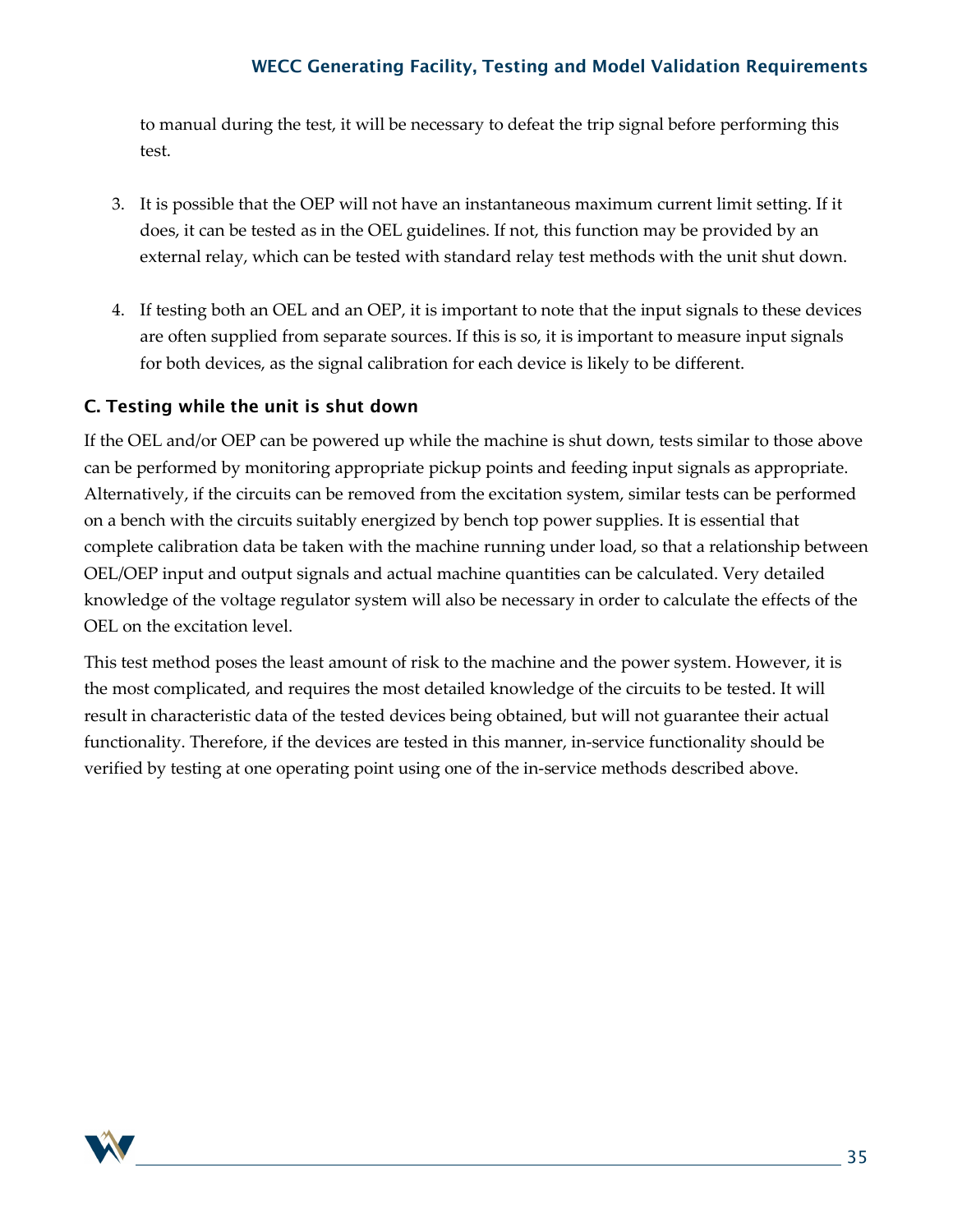to manual during the test, it will be necessary to defeat the trip signal before performing this test.

3. It is possible that the OEP will not have an instantaneous maximum current limit setting. If it does, it can be tested as in the OEL guidelines. If not, this function may be provided by an external relay, which can be tested with standard relay test methods with the unit shut down.

4. If testing both an OEL and an OEP, it is important to note that the input signals to these devices are often supplied from separate sources. If this is so, it is important to measure input signals for both devices, as the signal calibration for each device is likely to be different.

### C. Testing while the unit is shut down

If the OEL and/or OEP can be powered up while the machine is shut down, tests similar to those above can be performed by monitoring appropriate pickup points and feeding input signals as appropriate. Alternatively, if the circuits can be removed from the excitation system, similar tests can be performed on a bench with the circuits suitably energized by bench top power supplies. It is essential that complete calibration data be taken with the machine running under load, so that a relationship between OEL/OEP input and output signals and actual machine quantities can be calculated. Very detailed knowledge of the voltage regulator system will also be necessary in order to calculate the effects of the OEL on the excitation level.

This test method poses the least amount of risk to the machine and the power system. However, it is the most complicated, and requires the most detailed knowledge of the circuits to be tested. It will result in characteristic data of the tested devices being obtained, but will not guarantee their actual functionality. Therefore, if the devices are tested in this manner, in-service functionality should be verified by testing at one operating point using one of the in-service methods described above.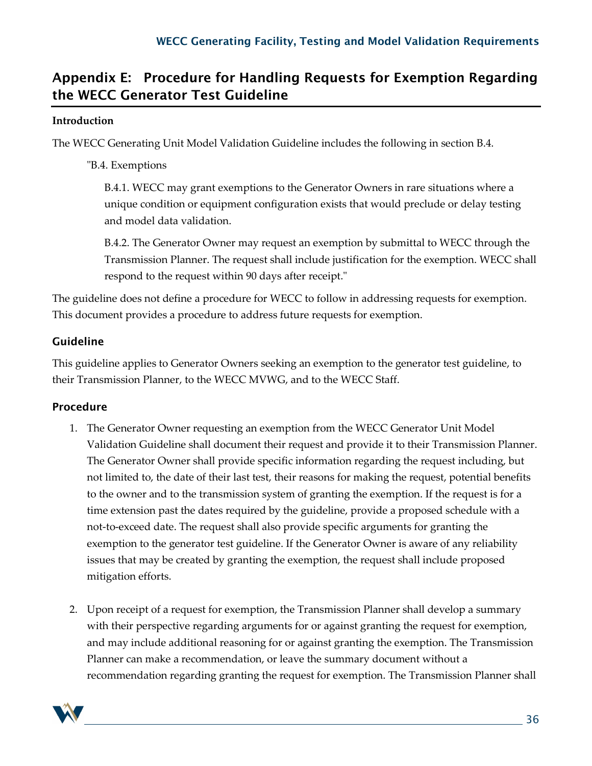## Appendix E: Procedure for Handling Requests for Exemption Regarding the WECC Generator Test Guideline

**Introduction**

The WECC Generating Unit Model Validation Guideline includes the following in section B.4.

> "B.4. Exemptions
>
> B.4.1. WECC may grant exemptions to the Generator Owners in rare situations where a unique condition or equipment configuration exists that would preclude or delay testing and model data validation.
>
> B.4.2. The Generator Owner may request an exemption by submittal to WECC through the Transmission Planner. The request shall include justification for the exemption. WECC shall respond to the request within 90 days after receipt."

The guideline does not define a procedure for WECC to follow in addressing requests for exemption. This document provides a procedure to address future requests for exemption.

### Guideline

This guideline applies to Generator Owners seeking an exemption to the generator test guideline, to their Transmission Planner, to the WECC MVWG, and to the WECC Staff.

### Procedure

1. The Generator Owner requesting an exemption from the WECC Generator Unit Model Validation Guideline shall document their request and provide it to their Transmission Planner. The Generator Owner shall provide specific information regarding the request including, but not limited to, the date of their last test, their reasons for making the request, potential benefits to the owner and to the transmission system of granting the exemption. If the request is for a time extension past the dates required by the guideline, provide a proposed schedule with a not-to-exceed date. The request shall also provide specific arguments for granting the exemption to the generator test guideline. If the Generator Owner is aware of any reliability issues that may be created by granting the exemption, the request shall include proposed mitigation efforts.

2. Upon receipt of a request for exemption, the Transmission Planner shall develop a summary with their perspective regarding arguments for or against granting the request for exemption, and may include additional reasoning for or against granting the exemption. The Transmission Planner can make a recommendation, or leave the summary document without a recommendation regarding granting the request for exemption. The Transmission Planner shall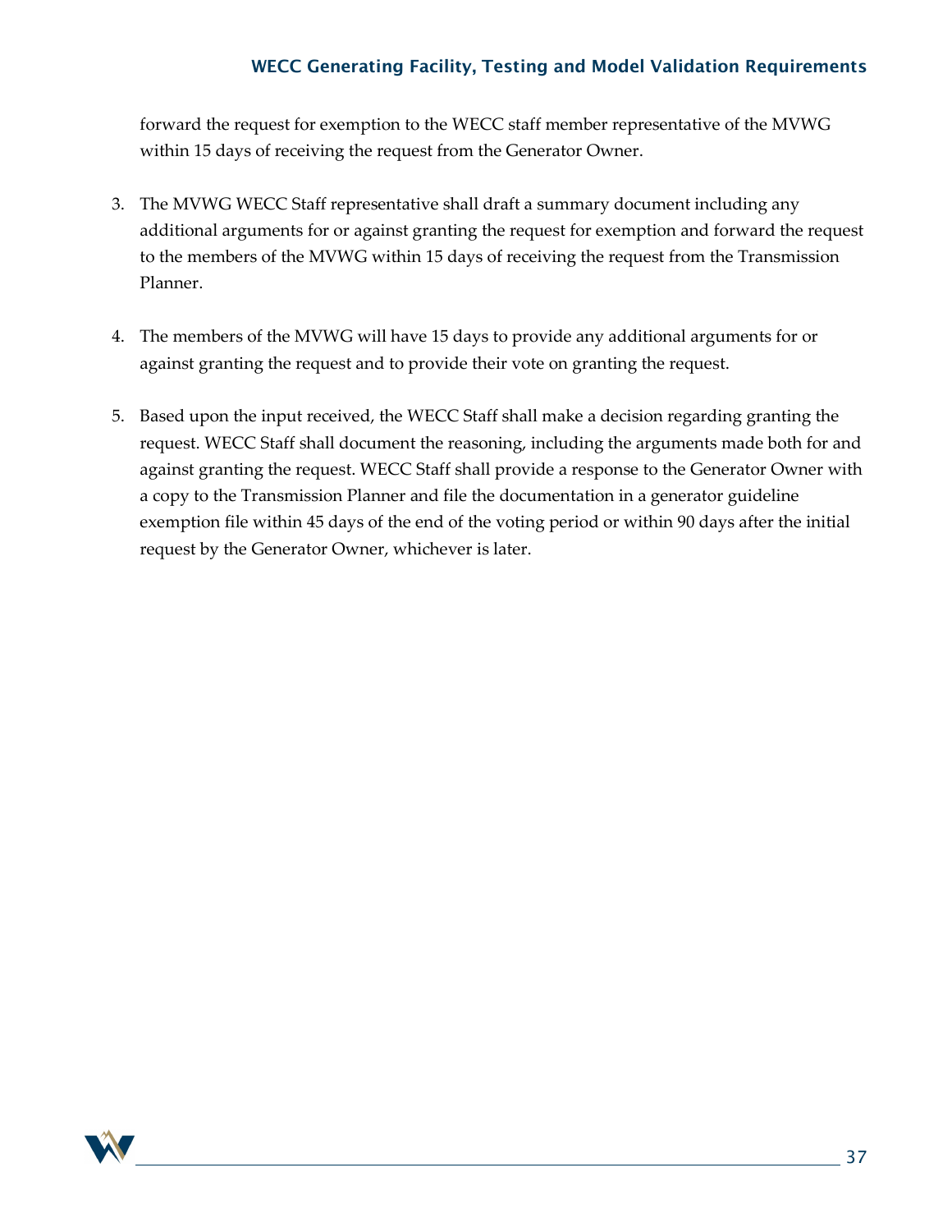forward the request for exemption to the WECC staff member representative of the MVWG within 15 days of receiving the request from the Generator Owner.

3. The MVWG WECC Staff representative shall draft a summary document including any additional arguments for or against granting the request for exemption and forward the request to the members of the MVWG within 15 days of receiving the request from the Transmission Planner.

4. The members of the MVWG will have 15 days to provide any additional arguments for or against granting the request and to provide their vote on granting the request.

5. Based upon the input received, the WECC Staff shall make a decision regarding granting the request. WECC Staff shall document the reasoning, including the arguments made both for and against granting the request. WECC Staff shall provide a response to the Generator Owner with a copy to the Transmission Planner and file the documentation in a generator guideline exemption file within 45 days of the end of the voting period or within 90 days after the initial request by the Generator Owner, whichever is later.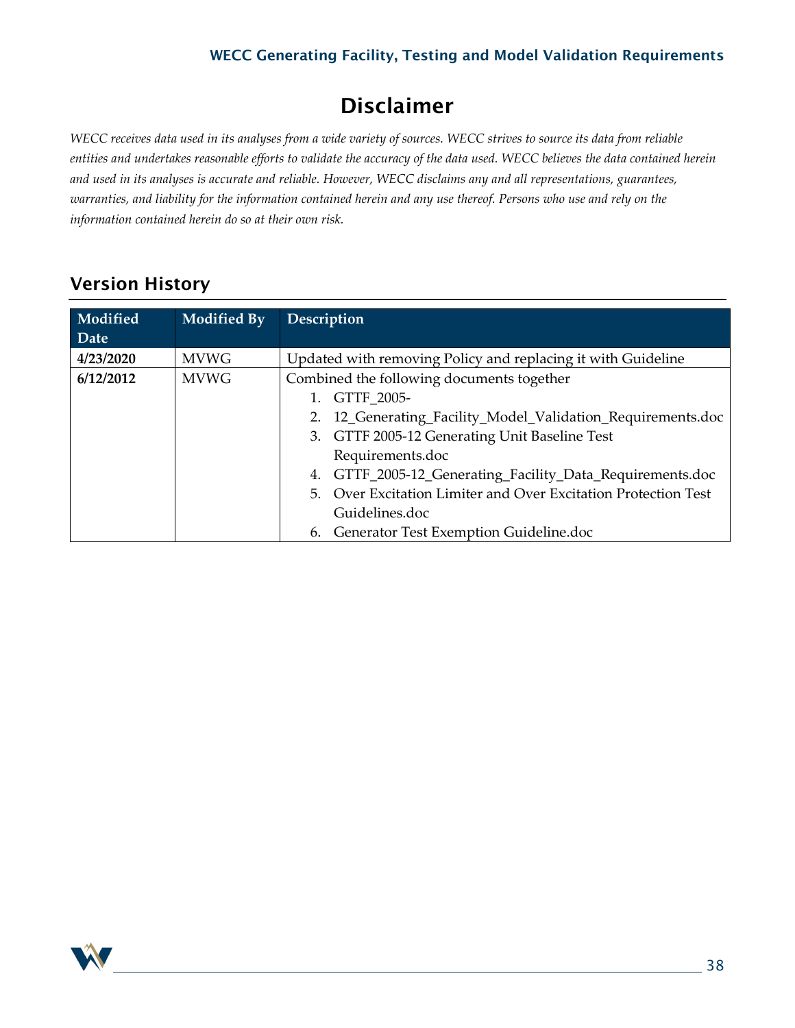# Disclaimer

*WECC receives data used in its analyses from a wide variety of sources. WECC strives to source its data from reliable entities and undertakes reasonable efforts to validate the accuracy of the data used. WECC believes the data contained herein and used in its analyses is accurate and reliable. However, WECC disclaims any and all representations, guarantees, warranties, and liability for the information contained herein and any use thereof. Persons who use and rely on the information contained herein do so at their own risk.*

## Version History

| Modified Date | Modified By | Description |
|---|---|---|
| **4/23/2020** | MVWG | Updated with removing Policy and replacing it with Guideline |
| **6/12/2012** | MVWG | Combined the following documents together<br>1. GTTF_2005-<br>2. 12_Generating_Facility_Model_Validation_Requirements.doc<br>3. GTTF 2005-12 Generating Unit Baseline Test Requirements.doc<br>4. GTTF_2005-12_Generating_Facility_Data_Requirements.doc<br>5. Over Excitation Limiter and Over Excitation Protection Test Guidelines.doc<br>6. Generator Test Exemption Guideline.doc |